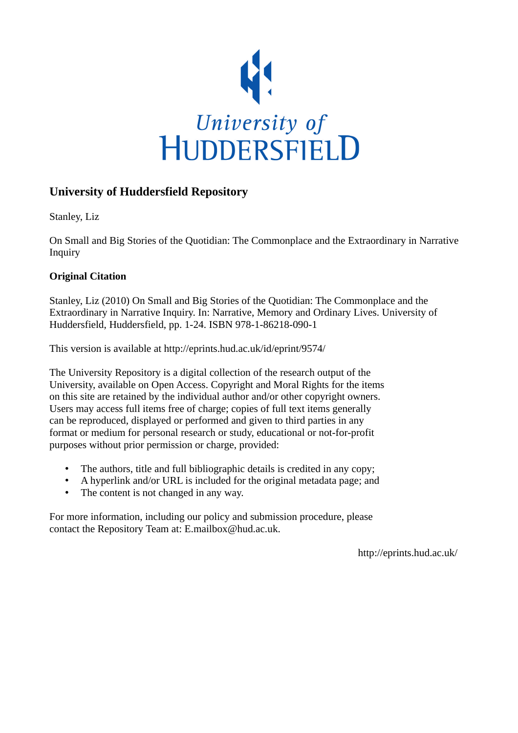University of Huddersfield

## University of Huddersfield Repository

Stanley, Liz

On Small and Big Stories of the Quotidian: The Commonplace and the Extraordinary in Narrative Inquiry

### Original Citation

Stanley, Liz (2010) On Small and Big Stories of the Quotidian: The Commonplace and the Extraordinary in Narrative Inquiry. In: Narrative, Memory and Ordinary Lives. University of Huddersfield, Huddersfield, pp. 1-24. ISBN 978-1-86218-090-1

This version is available at http://eprints.hud.ac.uk/id/eprint/9574/

The University Repository is a digital collection of the research output of the University, available on Open Access. Copyright and Moral Rights for the items on this site are retained by the individual author and/or other copyright owners. Users may access full items free of charge; copies of full text items generally can be reproduced, displayed or performed and given to third parties in any format or medium for personal research or study, educational or not-for-profit purposes without prior permission or charge, provided:

- The authors, title and full bibliographic details is credited in any copy;
- A hyperlink and/or URL is included for the original metadata page; and
- The content is not changed in any way.

For more information, including our policy and submission procedure, please contact the Repository Team at: E.mailbox@hud.ac.uk.

http://eprints.hud.ac.uk/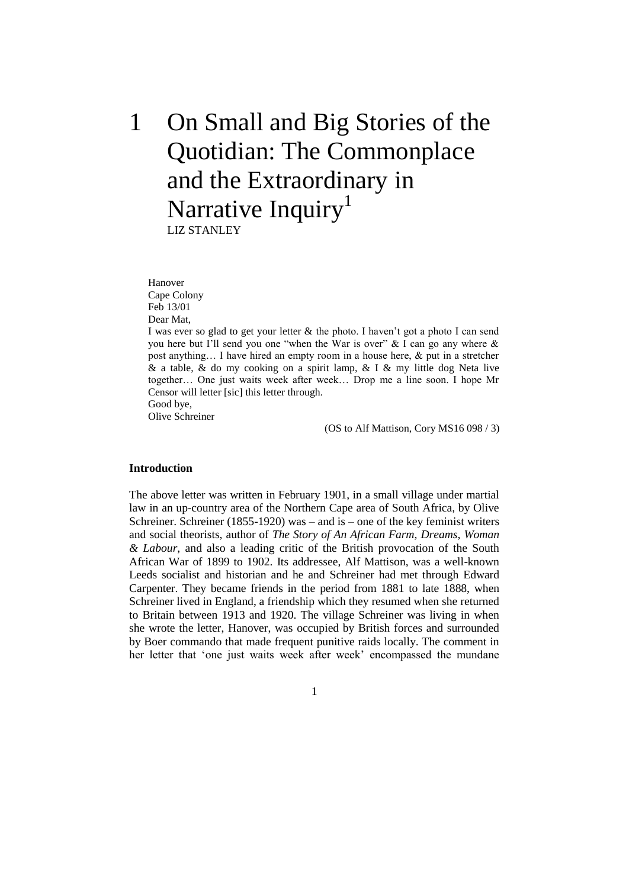# 1 On Small and Big Stories of the Quotidian: The Commonplace and the Extraordinary in Narrative Inquiry[1]

LIZ STANLEY

> Hanover
> Cape Colony
> Feb 13/01
> Dear Mat,
> I was ever so glad to get your letter & the photo. I haven't got a photo I can send you here but I'll send you one "when the War is over" & I can go any where & post anything… I have hired an empty room in a house here, & put in a stretcher & a table, & do my cooking on a spirit lamp, & I & my little dog Neta live together… One just waits week after week… Drop me a line soon. I hope Mr Censor will letter [sic] this letter through.
> Good bye,
> Olive Schreiner
>
> (OS to Alf Mattison, Cory MS16 098 / 3)

**Introduction**

The above letter was written in February 1901, in a small village under martial law in an up-country area of the Northern Cape area of South Africa, by Olive Schreiner. Schreiner (1855-1920) was – and is – one of the key feminist writers and social theorists, author of *The Story of An African Farm*, *Dreams*, *Woman & Labour*, and also a leading critic of the British provocation of the South African War of 1899 to 1902. Its addressee, Alf Mattison, was a well-known Leeds socialist and historian and he and Schreiner had met through Edward Carpenter. They became friends in the period from 1881 to late 1888, when Schreiner lived in England, a friendship which they resumed when she returned to Britain between 1913 and 1920. The village Schreiner was living in when she wrote the letter, Hanover, was occupied by British forces and surrounded by Boer commando that made frequent punitive raids locally. The comment in her letter that 'one just waits week after week' encompassed the mundane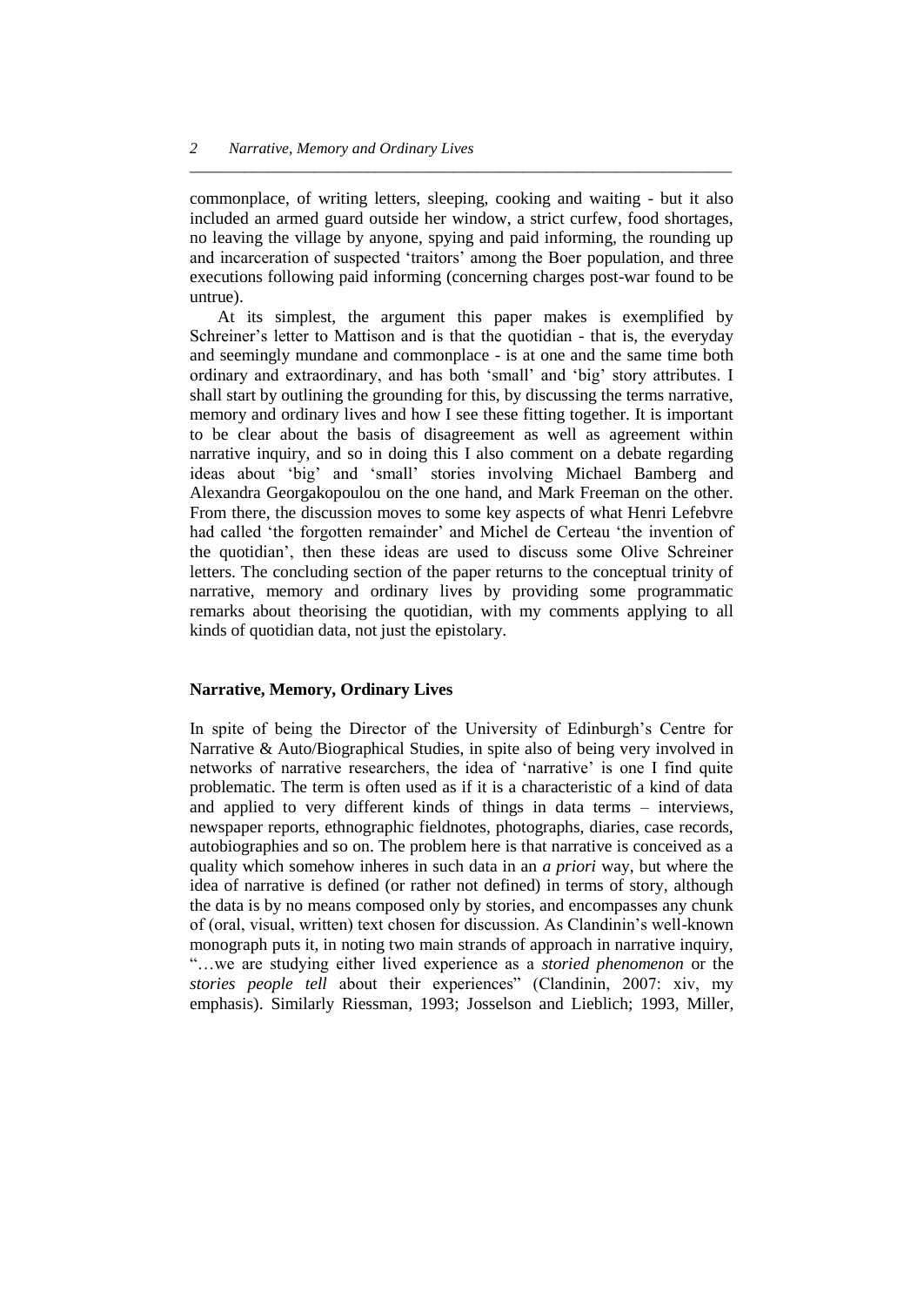commonplace, of writing letters, sleeping, cooking and waiting - but it also included an armed guard outside her window, a strict curfew, food shortages, no leaving the village by anyone, spying and paid informing, the rounding up and incarceration of suspected 'traitors' among the Boer population, and three executions following paid informing (concerning charges post-war found to be untrue).

At its simplest, the argument this paper makes is exemplified by Schreiner's letter to Mattison and is that the quotidian - that is, the everyday and seemingly mundane and commonplace - is at one and the same time both ordinary and extraordinary, and has both 'small' and 'big' story attributes. I shall start by outlining the grounding for this, by discussing the terms narrative, memory and ordinary lives and how I see these fitting together. It is important to be clear about the basis of disagreement as well as agreement within narrative inquiry, and so in doing this I also comment on a debate regarding ideas about 'big' and 'small' stories involving Michael Bamberg and Alexandra Georgakopoulou on the one hand, and Mark Freeman on the other. From there, the discussion moves to some key aspects of what Henri Lefebvre had called 'the forgotten remainder' and Michel de Certeau 'the invention of the quotidian', then these ideas are used to discuss some Olive Schreiner letters. The concluding section of the paper returns to the conceptual trinity of narrative, memory and ordinary lives by providing some programmatic remarks about theorising the quotidian, with my comments applying to all kinds of quotidian data, not just the epistolary.

## Narrative, Memory, Ordinary Lives

In spite of being the Director of the University of Edinburgh's Centre for Narrative & Auto/Biographical Studies, in spite also of being very involved in networks of narrative researchers, the idea of 'narrative' is one I find quite problematic. The term is often used as if it is a characteristic of a kind of data and applied to very different kinds of things in data terms – interviews, newspaper reports, ethnographic fieldnotes, photographs, diaries, case records, autobiographies and so on. The problem here is that narrative is conceived as a quality which somehow inheres in such data in an *a priori* way, but where the idea of narrative is defined (or rather not defined) in terms of story, although the data is by no means composed only by stories, and encompasses any chunk of (oral, visual, written) text chosen for discussion. As Clandinin's well-known monograph puts it, in noting two main strands of approach in narrative inquiry, "…we are studying either lived experience as a *storied phenomenon* or the *stories people tell* about their experiences" (Clandinin, 2007: xiv, my emphasis). Similarly Riessman, 1993; Josselson and Lieblich; 1993, Miller,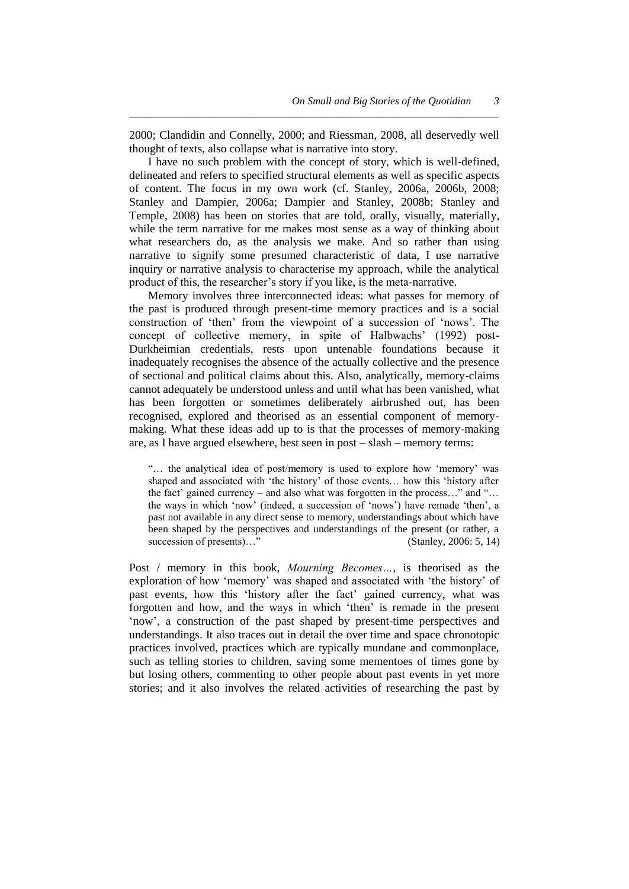2000; Clandidin and Connelly, 2000; and Riessman, 2008, all deservedly well thought of texts, also collapse what is narrative into story.

I have no such problem with the concept of story, which is well-defined, delineated and refers to specified structural elements as well as specific aspects of content. The focus in my own work (cf. Stanley, 2006a, 2006b, 2008; Stanley and Dampier, 2006a; Dampier and Stanley, 2008b; Stanley and Temple, 2008) has been on stories that are told, orally, visually, materially, while the term narrative for me makes most sense as a way of thinking about what researchers do, as the analysis we make. And so rather than using narrative to signify some presumed characteristic of data, I use narrative inquiry or narrative analysis to characterise my approach, while the analytical product of this, the researcher's story if you like, is the meta-narrative.

Memory involves three interconnected ideas: what passes for memory of the past is produced through present-time memory practices and is a social construction of 'then' from the viewpoint of a succession of 'nows'. The concept of collective memory, in spite of Halbwachs' (1992) post-Durkheimian credentials, rests upon untenable foundations because it inadequately recognises the absence of the actually collective and the presence of sectional and political claims about this. Also, analytically, memory-claims cannot adequately be understood unless and until what has been vanished, what has been forgotten or sometimes deliberately airbrushed out, has been recognised, explored and theorised as an essential component of memory-making. What these ideas add up to is that the processes of memory-making are, as I have argued elsewhere, best seen in post – slash – memory terms:

> "… the analytical idea of post/memory is used to explore how 'memory' was shaped and associated with 'the history' of those events… how this 'history after the fact' gained currency – and also what was forgotten in the process…" and "… the ways in which 'now' (indeed, a succession of 'nows') have remade 'then', a past not available in any direct sense to memory, understandings about which have been shaped by the perspectives and understandings of the present (or rather, a succession of presents)…" (Stanley, 2006: 5, 14)

Post / memory in this book, *Mourning Becomes…*, is theorised as the exploration of how 'memory' was shaped and associated with 'the history' of past events, how this 'history after the fact' gained currency, what was forgotten and how, and the ways in which 'then' is remade in the present 'now', a construction of the past shaped by present-time perspectives and understandings. It also traces out in detail the over time and space chronotopic practices involved, practices which are typically mundane and commonplace, such as telling stories to children, saving some mementoes of times gone by but losing others, commenting to other people about past events in yet more stories; and it also involves the related activities of researching the past by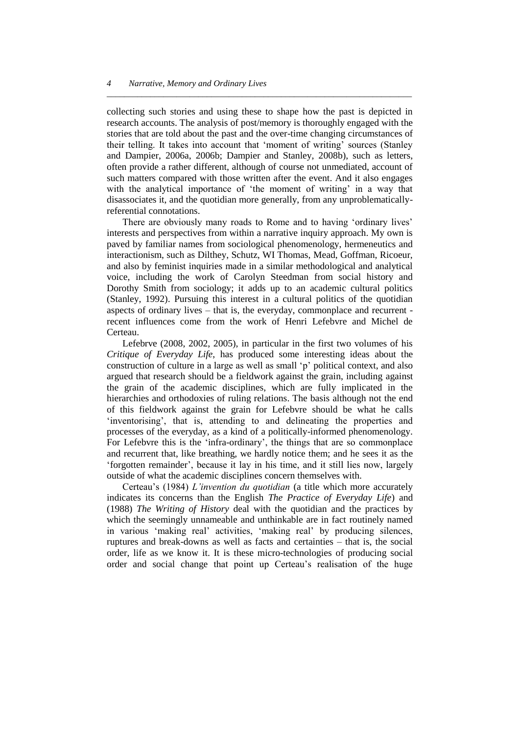collecting such stories and using these to shape how the past is depicted in research accounts. The analysis of post/memory is thoroughly engaged with the stories that are told about the past and the over-time changing circumstances of their telling. It takes into account that 'moment of writing' sources (Stanley and Dampier, 2006a, 2006b; Dampier and Stanley, 2008b), such as letters, often provide a rather different, although of course not unmediated, account of such matters compared with those written after the event. And it also engages with the analytical importance of 'the moment of writing' in a way that disassociates it, and the quotidian more generally, from any unproblematically-referential connotations.

There are obviously many roads to Rome and to having 'ordinary lives' interests and perspectives from within a narrative inquiry approach. My own is paved by familiar names from sociological phenomenology, hermeneutics and interactionism, such as Dilthey, Schutz, WI Thomas, Mead, Goffman, Ricoeur, and also by feminist inquiries made in a similar methodological and analytical voice, including the work of Carolyn Steedman from social history and Dorothy Smith from sociology; it adds up to an academic cultural politics (Stanley, 1992). Pursuing this interest in a cultural politics of the quotidian aspects of ordinary lives – that is, the everyday, commonplace and recurrent - recent influences come from the work of Henri Lefebvre and Michel de Certeau.

Lefebrve (2008, 2002, 2005), in particular in the first two volumes of his *Critique of Everyday Life*, has produced some interesting ideas about the construction of culture in a large as well as small 'p' political context, and also argued that research should be a fieldwork against the grain, including against the grain of the academic disciplines, which are fully implicated in the hierarchies and orthodoxies of ruling relations. The basis although not the end of this fieldwork against the grain for Lefebvre should be what he calls 'inventorising', that is, attending to and delineating the properties and processes of the everyday, as a kind of a politically-informed phenomenology. For Lefebvre this is the 'infra-ordinary', the things that are so commonplace and recurrent that, like breathing, we hardly notice them; and he sees it as the 'forgotten remainder', because it lay in his time, and it still lies now, largely outside of what the academic disciplines concern themselves with.

Certeau's (1984) *L'invention du quotidian* (a title which more accurately indicates its concerns than the English *The Practice of Everyday Life*) and (1988) *The Writing of History* deal with the quotidian and the practices by which the seemingly unnameable and unthinkable are in fact routinely named in various 'making real' activities, 'making real' by producing silences, ruptures and break-downs as well as facts and certainties – that is, the social order, life as we know it. It is these micro-technologies of producing social order and social change that point up Certeau's realisation of the huge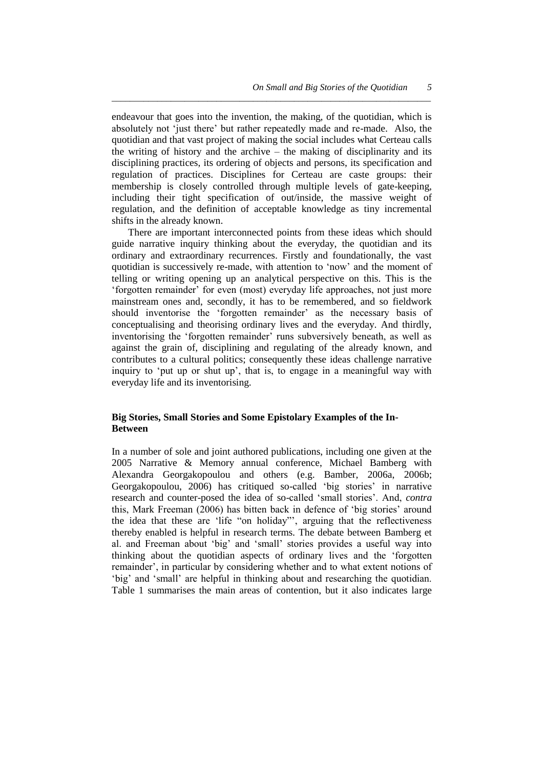endeavour that goes into the invention, the making, of the quotidian, which is absolutely not 'just there' but rather repeatedly made and re-made. Also, the quotidian and that vast project of making the social includes what Certeau calls the writing of history and the archive – the making of disciplinarity and its disciplining practices, its ordering of objects and persons, its specification and regulation of practices. Disciplines for Certeau are caste groups: their membership is closely controlled through multiple levels of gate-keeping, including their tight specification of out/inside, the massive weight of regulation, and the definition of acceptable knowledge as tiny incremental shifts in the already known.

There are important interconnected points from these ideas which should guide narrative inquiry thinking about the everyday, the quotidian and its ordinary and extraordinary recurrences. Firstly and foundationally, the vast quotidian is successively re-made, with attention to 'now' and the moment of telling or writing opening up an analytical perspective on this. This is the 'forgotten remainder' for even (most) everyday life approaches, not just more mainstream ones and, secondly, it has to be remembered, and so fieldwork should inventorise the 'forgotten remainder' as the necessary basis of conceptualising and theorising ordinary lives and the everyday. And thirdly, inventorising the 'forgotten remainder' runs subversively beneath, as well as against the grain of, disciplining and regulating of the already known, and contributes to a cultural politics; consequently these ideas challenge narrative inquiry to 'put up or shut up', that is, to engage in a meaningful way with everyday life and its inventorising.

## Big Stories, Small Stories and Some Epistolary Examples of the In-Between

In a number of sole and joint authored publications, including one given at the 2005 Narrative & Memory annual conference, Michael Bamberg with Alexandra Georgakopoulou and others (e.g. Bamber, 2006a, 2006b; Georgakopoulou, 2006) has critiqued so-called 'big stories' in narrative research and counter-posed the idea of so-called 'small stories'. And, *contra* this, Mark Freeman (2006) has bitten back in defence of 'big stories' around the idea that these are 'life "on holiday"', arguing that the reflectiveness thereby enabled is helpful in research terms. The debate between Bamberg et al. and Freeman about 'big' and 'small' stories provides a useful way into thinking about the quotidian aspects of ordinary lives and the 'forgotten remainder', in particular by considering whether and to what extent notions of 'big' and 'small' are helpful in thinking about and researching the quotidian. Table 1 summarises the main areas of contention, but it also indicates large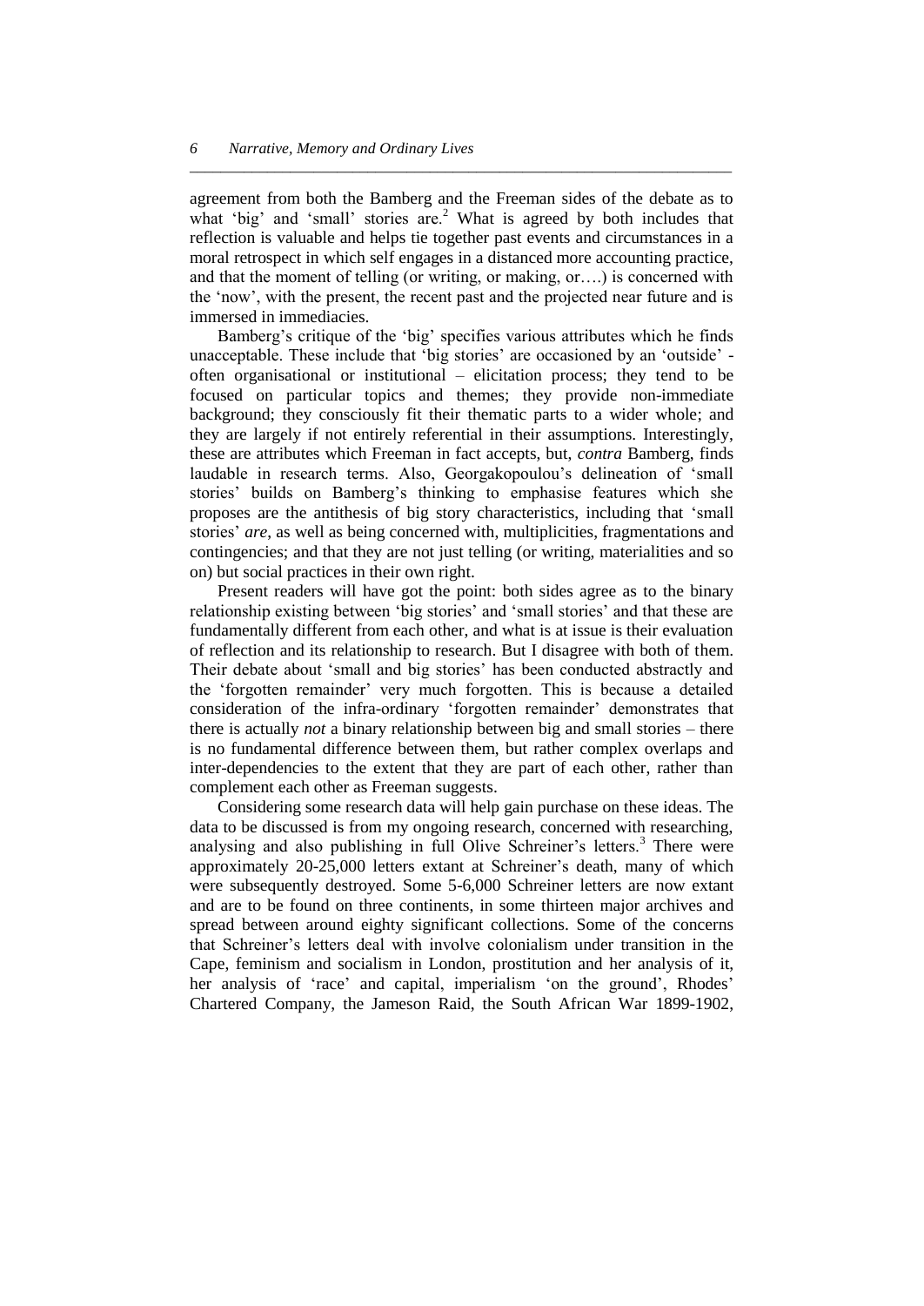agreement from both the Bamberg and the Freeman sides of the debate as to what 'big' and 'small' stories are.[2] What is agreed by both includes that reflection is valuable and helps tie together past events and circumstances in a moral retrospect in which self engages in a distanced more accounting practice, and that the moment of telling (or writing, or making, or….) is concerned with the 'now', with the present, the recent past and the projected near future and is immersed in immediacies.

Bamberg's critique of the 'big' specifies various attributes which he finds unacceptable. These include that 'big stories' are occasioned by an 'outside' - often organisational or institutional – elicitation process; they tend to be focused on particular topics and themes; they provide non-immediate background; they consciously fit their thematic parts to a wider whole; and they are largely if not entirely referential in their assumptions. Interestingly, these are attributes which Freeman in fact accepts, but, *contra* Bamberg, finds laudable in research terms. Also, Georgakopoulou's delineation of 'small stories' builds on Bamberg's thinking to emphasise features which she proposes are the antithesis of big story characteristics, including that 'small stories' *are*, as well as being concerned with, multiplicities, fragmentations and contingencies; and that they are not just telling (or writing, materialities and so on) but social practices in their own right.

Present readers will have got the point: both sides agree as to the binary relationship existing between 'big stories' and 'small stories' and that these are fundamentally different from each other, and what is at issue is their evaluation of reflection and its relationship to research. But I disagree with both of them. Their debate about 'small and big stories' has been conducted abstractly and the 'forgotten remainder' very much forgotten. This is because a detailed consideration of the infra-ordinary 'forgotten remainder' demonstrates that there is actually *not* a binary relationship between big and small stories – there is no fundamental difference between them, but rather complex overlaps and inter-dependencies to the extent that they are part of each other, rather than complement each other as Freeman suggests.

Considering some research data will help gain purchase on these ideas. The data to be discussed is from my ongoing research, concerned with researching, analysing and also publishing in full Olive Schreiner's letters.[3] There were approximately 20-25,000 letters extant at Schreiner's death, many of which were subsequently destroyed. Some 5-6,000 Schreiner letters are now extant and are to be found on three continents, in some thirteen major archives and spread between around eighty significant collections. Some of the concerns that Schreiner's letters deal with involve colonialism under transition in the Cape, feminism and socialism in London, prostitution and her analysis of it, her analysis of 'race' and capital, imperialism 'on the ground', Rhodes' Chartered Company, the Jameson Raid, the South African War 1899-1902,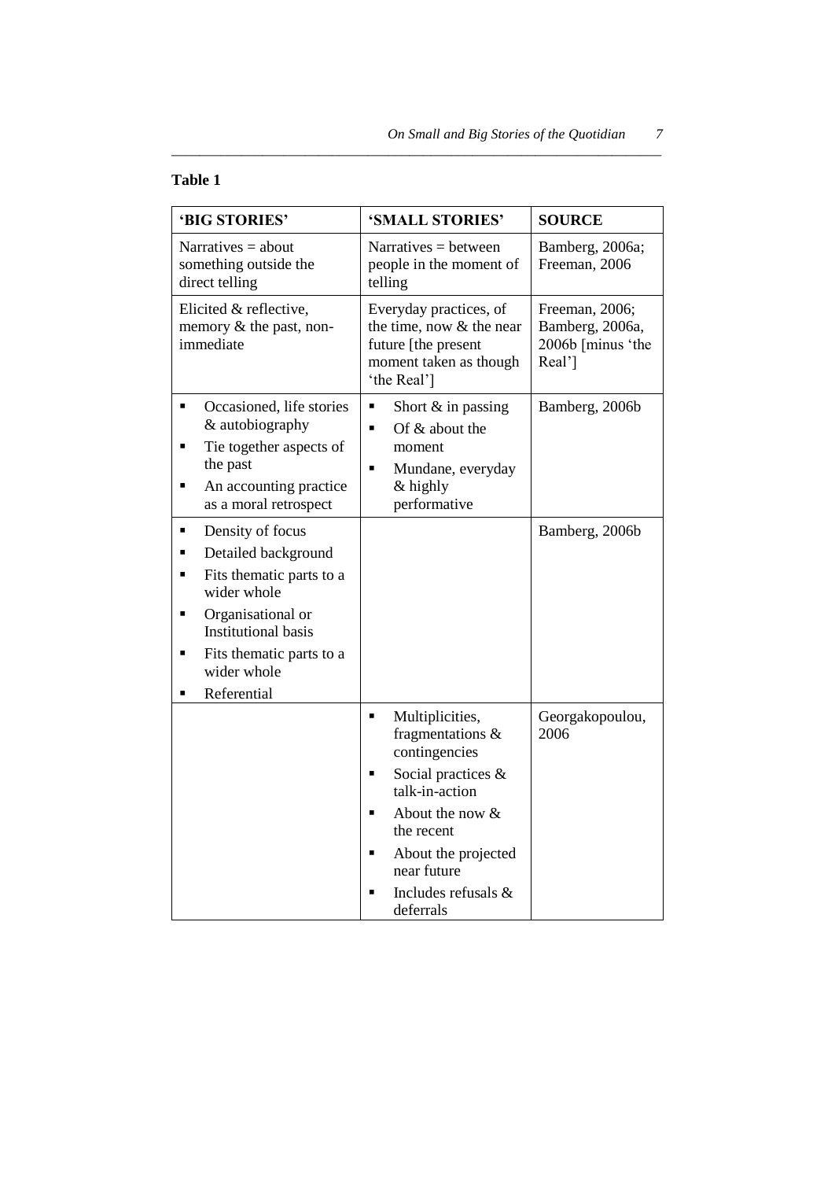**Table 1**

| 'BIG STORIES' | 'SMALL STORIES' | SOURCE |
|---|---|---|
| Narratives = about something outside the direct telling | Narratives = between people in the moment of telling | Bamberg, 2006a; Freeman, 2006 |
| Elicited & reflective, memory & the past, non-immediate | Everyday practices, of the time, now & the near future [the present moment taken as though 'the Real'] | Freeman, 2006; Bamberg, 2006a, 2006b [minus 'the Real'] |
| ▪ Occasioned, life stories & autobiography<br>▪ Tie together aspects of the past<br>▪ An accounting practice as a moral retrospect | ▪ Short & in passing<br>▪ Of & about the moment<br>▪ Mundane, everyday & highly performative | Bamberg, 2006b |
| ▪ Density of focus<br>▪ Detailed background<br>▪ Fits thematic parts to a wider whole<br>▪ Organisational or Institutional basis<br>▪ Fits thematic parts to a wider whole<br>▪ Referential | | Bamberg, 2006b |
| | ▪ Multiplicities, fragmentations & contingencies<br>▪ Social practices & talk-in-action<br>▪ About the now & the recent<br>▪ About the projected near future<br>▪ Includes refusals & deferrals | Georgakopoulou, 2006 |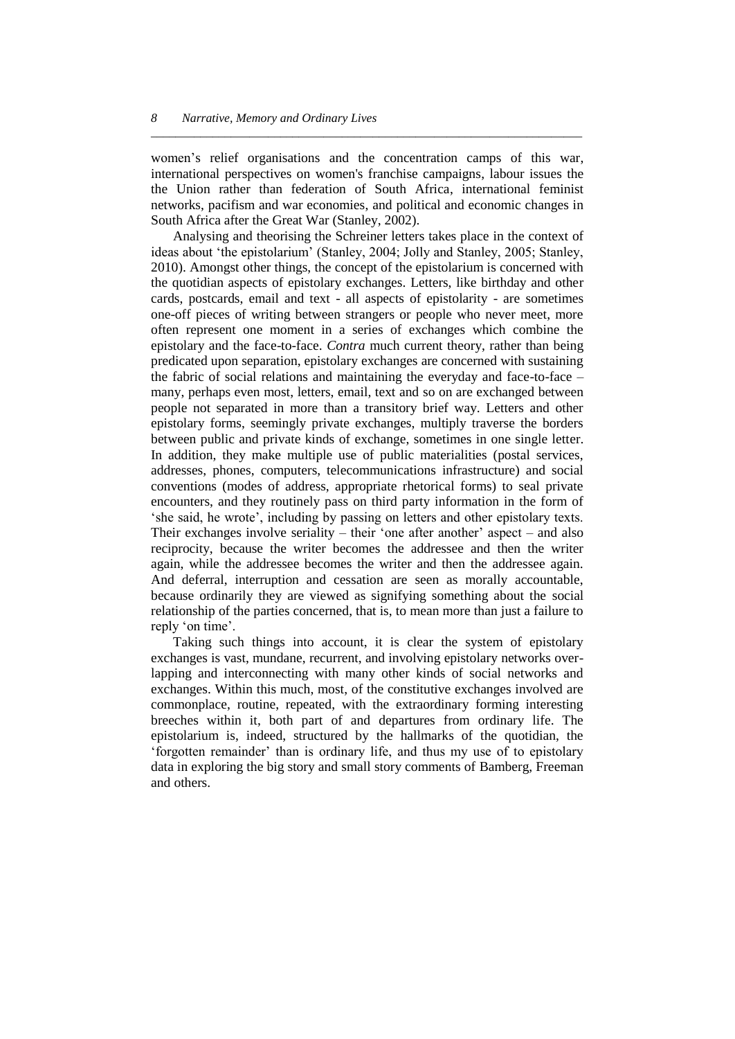women's relief organisations and the concentration camps of this war, international perspectives on women's franchise campaigns, labour issues the the Union rather than federation of South Africa, international feminist networks, pacifism and war economies, and political and economic changes in South Africa after the Great War (Stanley, 2002).

Analysing and theorising the Schreiner letters takes place in the context of ideas about 'the epistolarium' (Stanley, 2004; Jolly and Stanley, 2005; Stanley, 2010). Amongst other things, the concept of the epistolarium is concerned with the quotidian aspects of epistolary exchanges. Letters, like birthday and other cards, postcards, email and text - all aspects of epistolarity - are sometimes one-off pieces of writing between strangers or people who never meet, more often represent one moment in a series of exchanges which combine the epistolary and the face-to-face. *Contra* much current theory, rather than being predicated upon separation, epistolary exchanges are concerned with sustaining the fabric of social relations and maintaining the everyday and face-to-face – many, perhaps even most, letters, email, text and so on are exchanged between people not separated in more than a transitory brief way. Letters and other epistolary forms, seemingly private exchanges, multiply traverse the borders between public and private kinds of exchange, sometimes in one single letter. In addition, they make multiple use of public materialities (postal services, addresses, phones, computers, telecommunications infrastructure) and social conventions (modes of address, appropriate rhetorical forms) to seal private encounters, and they routinely pass on third party information in the form of 'she said, he wrote', including by passing on letters and other epistolary texts. Their exchanges involve seriality – their 'one after another' aspect – and also reciprocity, because the writer becomes the addressee and then the writer again, while the addressee becomes the writer and then the addressee again. And deferral, interruption and cessation are seen as morally accountable, because ordinarily they are viewed as signifying something about the social relationship of the parties concerned, that is, to mean more than just a failure to reply 'on time'.

Taking such things into account, it is clear the system of epistolary exchanges is vast, mundane, recurrent, and involving epistolary networks over-lapping and interconnecting with many other kinds of social networks and exchanges. Within this much, most, of the constitutive exchanges involved are commonplace, routine, repeated, with the extraordinary forming interesting breeches within it, both part of and departures from ordinary life. The epistolarium is, indeed, structured by the hallmarks of the quotidian, the 'forgotten remainder' than is ordinary life, and thus my use of to epistolary data in exploring the big story and small story comments of Bamberg, Freeman and others.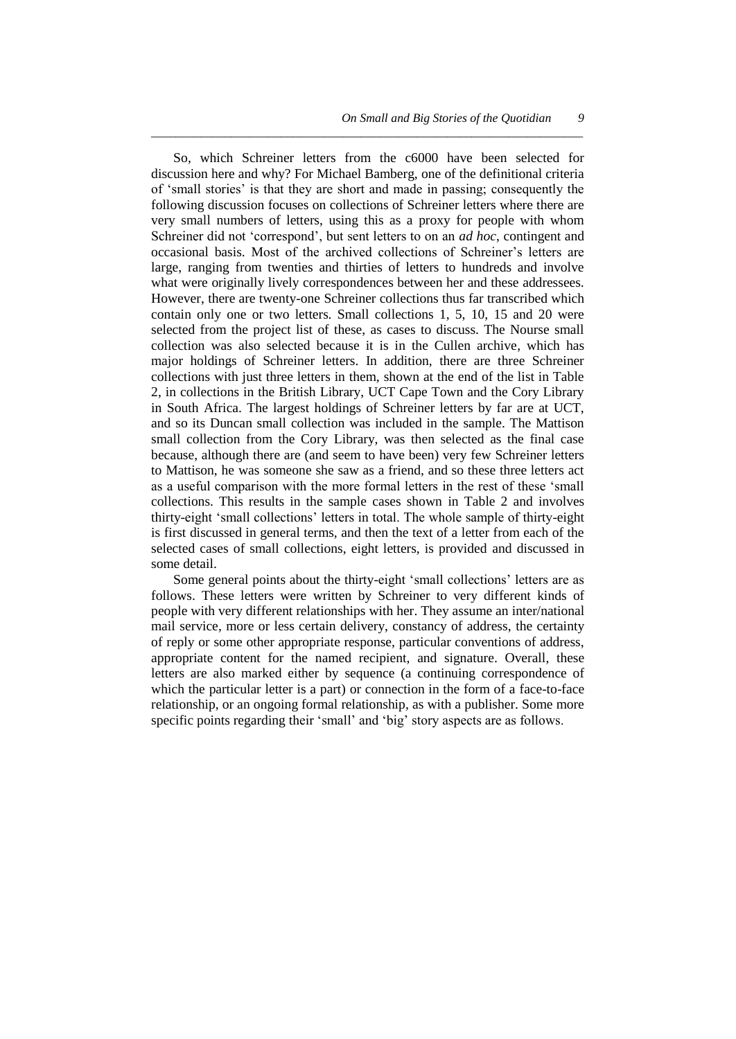So, which Schreiner letters from the c6000 have been selected for discussion here and why? For Michael Bamberg, one of the definitional criteria of 'small stories' is that they are short and made in passing; consequently the following discussion focuses on collections of Schreiner letters where there are very small numbers of letters, using this as a proxy for people with whom Schreiner did not 'correspond', but sent letters to on an *ad hoc*, contingent and occasional basis. Most of the archived collections of Schreiner's letters are large, ranging from twenties and thirties of letters to hundreds and involve what were originally lively correspondences between her and these addressees. However, there are twenty-one Schreiner collections thus far transcribed which contain only one or two letters. Small collections 1, 5, 10, 15 and 20 were selected from the project list of these, as cases to discuss. The Nourse small collection was also selected because it is in the Cullen archive, which has major holdings of Schreiner letters. In addition, there are three Schreiner collections with just three letters in them, shown at the end of the list in Table 2, in collections in the British Library, UCT Cape Town and the Cory Library in South Africa. The largest holdings of Schreiner letters by far are at UCT, and so its Duncan small collection was included in the sample. The Mattison small collection from the Cory Library, was then selected as the final case because, although there are (and seem to have been) very few Schreiner letters to Mattison, he was someone she saw as a friend, and so these three letters act as a useful comparison with the more formal letters in the rest of these 'small collections. This results in the sample cases shown in Table 2 and involves thirty-eight 'small collections' letters in total. The whole sample of thirty-eight is first discussed in general terms, and then the text of a letter from each of the selected cases of small collections, eight letters, is provided and discussed in some detail.

Some general points about the thirty-eight 'small collections' letters are as follows. These letters were written by Schreiner to very different kinds of people with very different relationships with her. They assume an inter/national mail service, more or less certain delivery, constancy of address, the certainty of reply or some other appropriate response, particular conventions of address, appropriate content for the named recipient, and signature. Overall, these letters are also marked either by sequence (a continuing correspondence of which the particular letter is a part) or connection in the form of a face-to-face relationship, or an ongoing formal relationship, as with a publisher. Some more specific points regarding their 'small' and 'big' story aspects are as follows.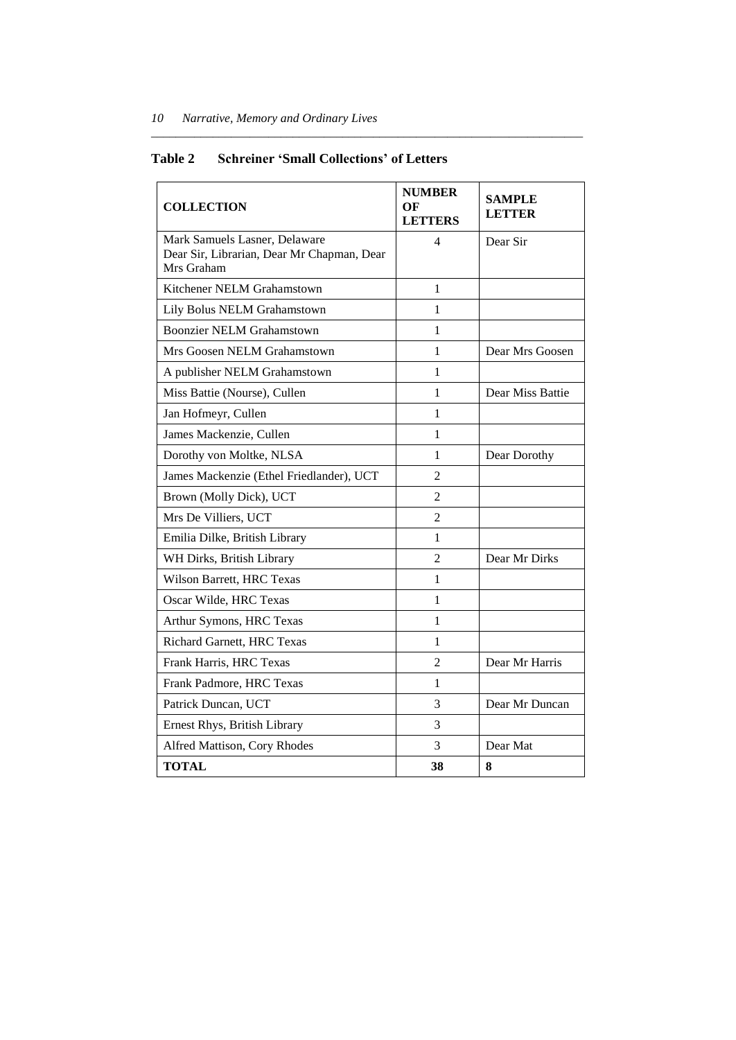**Table 2 Schreiner 'Small Collections' of Letters**

| COLLECTION | NUMBER OF LETTERS | SAMPLE LETTER |
|---|---|---|
| Mark Samuels Lasner, Delaware Dear Sir, Librarian, Dear Mr Chapman, Dear Mrs Graham | 4 | Dear Sir |
| Kitchener NELM Grahamstown | 1 | |
| Lily Bolus NELM Grahamstown | 1 | |
| Boonzier NELM Grahamstown | 1 | |
| Mrs Goosen NELM Grahamstown | 1 | Dear Mrs Goosen |
| A publisher NELM Grahamstown | 1 | |
| Miss Battie (Nourse), Cullen | 1 | Dear Miss Battie |
| Jan Hofmeyr, Cullen | 1 | |
| James Mackenzie, Cullen | 1 | |
| Dorothy von Moltke, NLSA | 1 | Dear Dorothy |
| James Mackenzie (Ethel Friedlander), UCT | 2 | |
| Brown (Molly Dick), UCT | 2 | |
| Mrs De Villiers, UCT | 2 | |
| Emilia Dilke, British Library | 1 | |
| WH Dirks, British Library | 2 | Dear Mr Dirks |
| Wilson Barrett, HRC Texas | 1 | |
| Oscar Wilde, HRC Texas | 1 | |
| Arthur Symons, HRC Texas | 1 | |
| Richard Garnett, HRC Texas | 1 | |
| Frank Harris, HRC Texas | 2 | Dear Mr Harris |
| Frank Padmore, HRC Texas | 1 | |
| Patrick Duncan, UCT | 3 | Dear Mr Duncan |
| Ernest Rhys, British Library | 3 | |
| Alfred Mattison, Cory Rhodes | 3 | Dear Mat |
| **TOTAL** | **38** | **8** |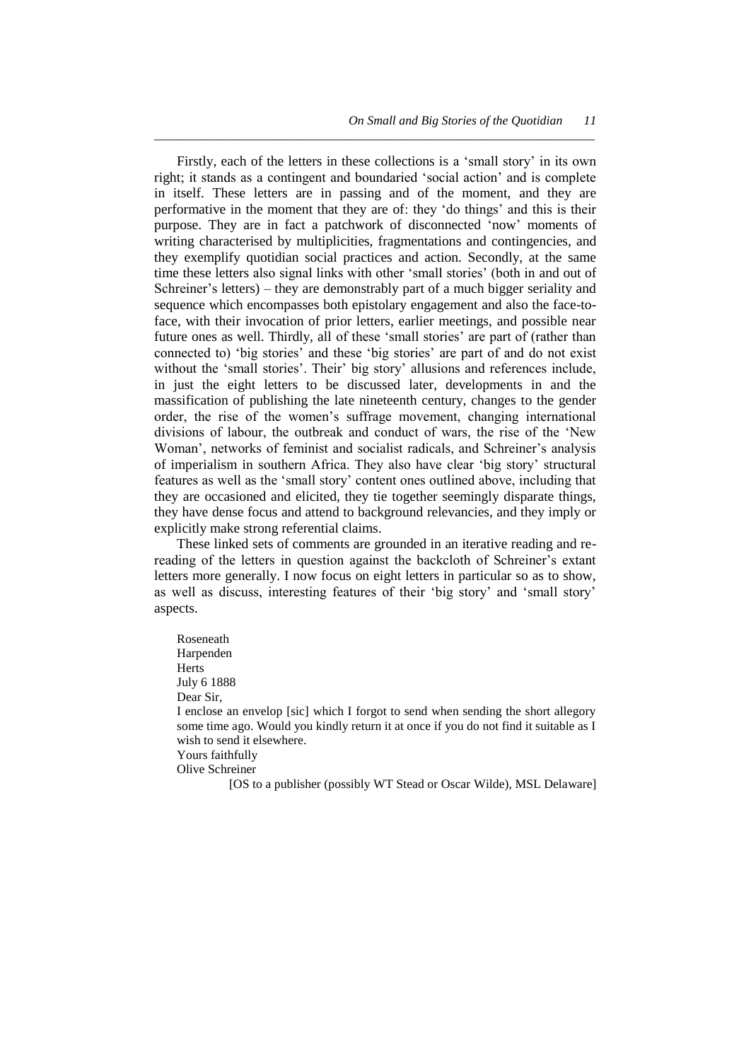Firstly, each of the letters in these collections is a 'small story' in its own right; it stands as a contingent and boundaried 'social action' and is complete in itself. These letters are in passing and of the moment, and they are performative in the moment that they are of: they 'do things' and this is their purpose. They are in fact a patchwork of disconnected 'now' moments of writing characterised by multiplicities, fragmentations and contingencies, and they exemplify quotidian social practices and action. Secondly, at the same time these letters also signal links with other 'small stories' (both in and out of Schreiner's letters) – they are demonstrably part of a much bigger seriality and sequence which encompasses both epistolary engagement and also the face-to-face, with their invocation of prior letters, earlier meetings, and possible near future ones as well. Thirdly, all of these 'small stories' are part of (rather than connected to) 'big stories' and these 'big stories' are part of and do not exist without the 'small stories'. Their' big story' allusions and references include, in just the eight letters to be discussed later, developments in and the massification of publishing the late nineteenth century, changes to the gender order, the rise of the women's suffrage movement, changing international divisions of labour, the outbreak and conduct of wars, the rise of the 'New Woman', networks of feminist and socialist radicals, and Schreiner's analysis of imperialism in southern Africa. They also have clear 'big story' structural features as well as the 'small story' content ones outlined above, including that they are occasioned and elicited, they tie together seemingly disparate things, they have dense focus and attend to background relevancies, and they imply or explicitly make strong referential claims.

These linked sets of comments are grounded in an iterative reading and re-reading of the letters in question against the backcloth of Schreiner's extant letters more generally. I now focus on eight letters in particular so as to show, as well as discuss, interesting features of their 'big story' and 'small story' aspects.

> Roseneath
> Harpenden
> Herts
> July 6 1888
> Dear Sir,
> I enclose an envelop [sic] which I forgot to send when sending the short allegory some time ago. Would you kindly return it at once if you do not find it suitable as I wish to send it elsewhere.
> Yours faithfully
> Olive Schreiner
>
> [OS to a publisher (possibly WT Stead or Oscar Wilde), MSL Delaware]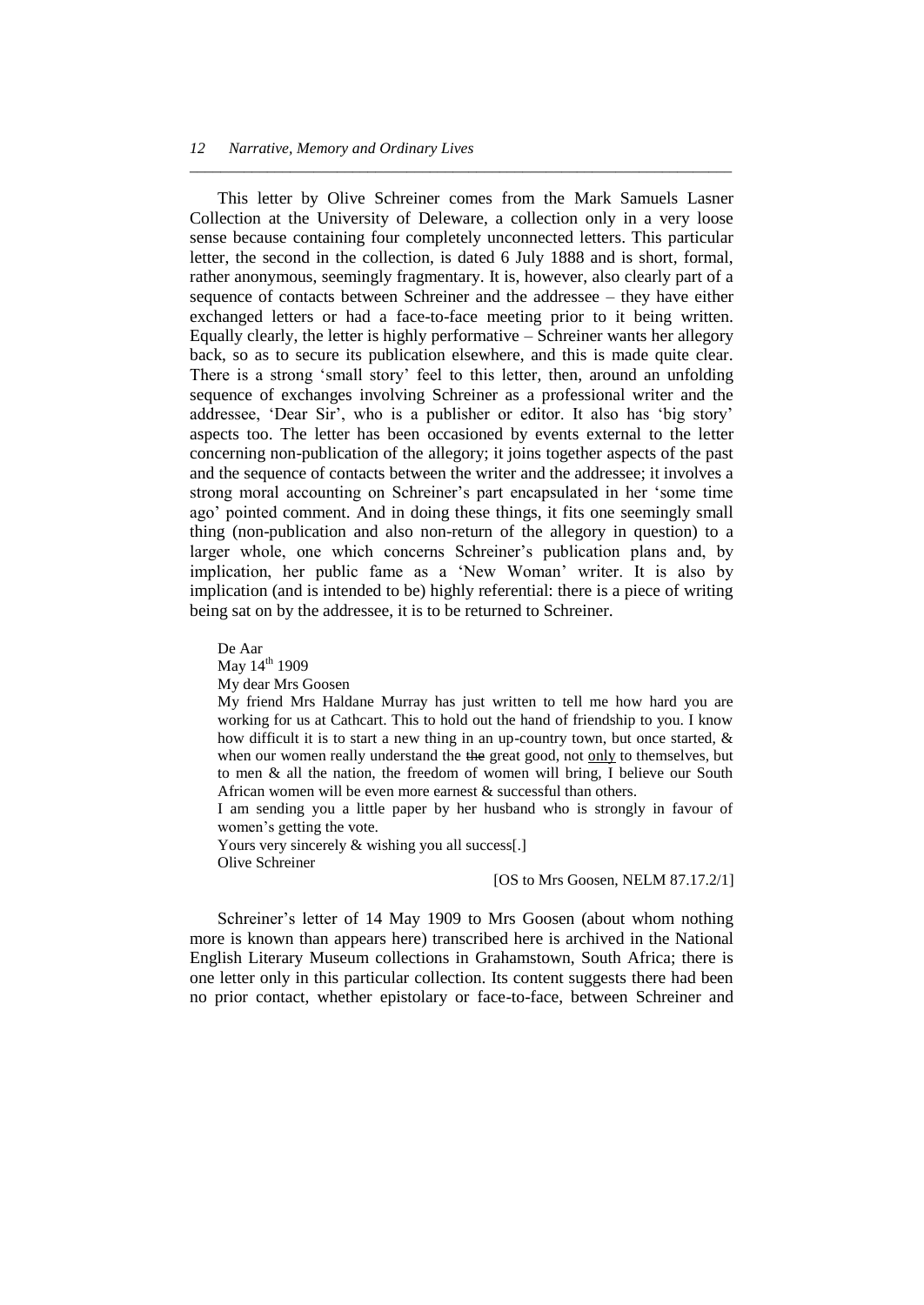This letter by Olive Schreiner comes from the Mark Samuels Lasner Collection at the University of Deleware, a collection only in a very loose sense because containing four completely unconnected letters. This particular letter, the second in the collection, is dated 6 July 1888 and is short, formal, rather anonymous, seemingly fragmentary. It is, however, also clearly part of a sequence of contacts between Schreiner and the addressee – they have either exchanged letters or had a face-to-face meeting prior to it being written. Equally clearly, the letter is highly performative – Schreiner wants her allegory back, so as to secure its publication elsewhere, and this is made quite clear. There is a strong 'small story' feel to this letter, then, around an unfolding sequence of exchanges involving Schreiner as a professional writer and the addressee, 'Dear Sir', who is a publisher or editor. It also has 'big story' aspects too. The letter has been occasioned by events external to the letter concerning non-publication of the allegory; it joins together aspects of the past and the sequence of contacts between the writer and the addressee; it involves a strong moral accounting on Schreiner's part encapsulated in her 'some time ago' pointed comment. And in doing these things, it fits one seemingly small thing (non-publication and also non-return of the allegory in question) to a larger whole, one which concerns Schreiner's publication plans and, by implication, her public fame as a 'New Woman' writer. It is also by implication (and is intended to be) highly referential: there is a piece of writing being sat on by the addressee, it is to be returned to Schreiner.

> De Aar
> May 14th 1909
> My dear Mrs Goosen
> My friend Mrs Haldane Murray has just written to tell me how hard you are working for us at Cathcart. This to hold out the hand of friendship to you. I know how difficult it is to start a new thing in an up-country town, but once started, & when our women really understand the ~~the~~ great good, not <u>only</u> to themselves, but to men & all the nation, the freedom of women will bring, I believe our South African women will be even more earnest & successful than others.
> I am sending you a little paper by her husband who is strongly in favour of women's getting the vote.
> Yours very sincerely & wishing you all success[.]
> Olive Schreiner
>
> [OS to Mrs Goosen, NELM 87.17.2/1]

Schreiner's letter of 14 May 1909 to Mrs Goosen (about whom nothing more is known than appears here) transcribed here is archived in the National English Literary Museum collections in Grahamstown, South Africa; there is one letter only in this particular collection. Its content suggests there had been no prior contact, whether epistolary or face-to-face, between Schreiner and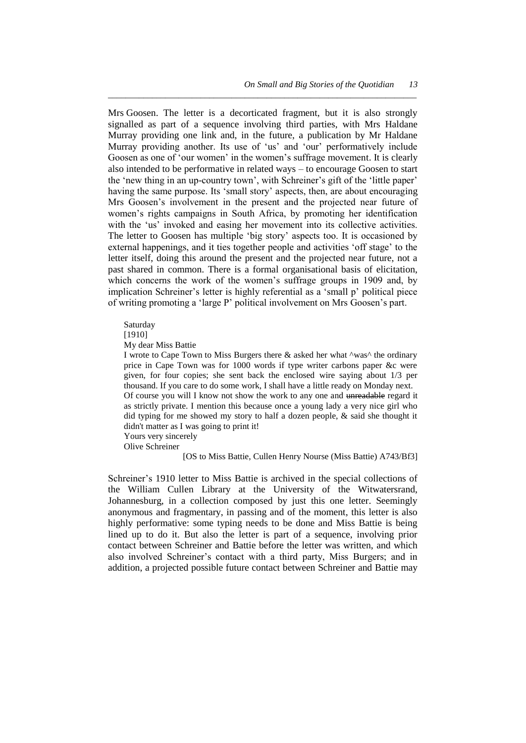Mrs Goosen. The letter is a decorticated fragment, but it is also strongly signalled as part of a sequence involving third parties, with Mrs Haldane Murray providing one link and, in the future, a publication by Mr Haldane Murray providing another. Its use of 'us' and 'our' performatively include Goosen as one of 'our women' in the women's suffrage movement. It is clearly also intended to be performative in related ways – to encourage Goosen to start the 'new thing in an up-country town', with Schreiner's gift of the 'little paper' having the same purpose. Its 'small story' aspects, then, are about encouraging Mrs Goosen's involvement in the present and the projected near future of women's rights campaigns in South Africa, by promoting her identification with the 'us' invoked and easing her movement into its collective activities. The letter to Goosen has multiple 'big story' aspects too. It is occasioned by external happenings, and it ties together people and activities 'off stage' to the letter itself, doing this around the present and the projected near future, not a past shared in common. There is a formal organisational basis of elicitation, which concerns the work of the women's suffrage groups in 1909 and, by implication Schreiner's letter is highly referential as a 'small p' political piece of writing promoting a 'large P' political involvement on Mrs Goosen's part.

> Saturday
> [1910]
> My dear Miss Battie
> I wrote to Cape Town to Miss Burgers there & asked her what ^was^ the ordinary price in Cape Town was for 1000 words if type writer carbons paper &c were given, for four copies; she sent back the enclosed wire saying about 1/3 per thousand. If you care to do some work, I shall have a little ready on Monday next. Of course you will I know not show the work to any one and ~~unreadable~~ regard it as strictly private. I mention this because once a young lady a very nice girl who did typing for me showed my story to half a dozen people, & said she thought it didn't matter as I was going to print it!
> Yours very sincerely
> Olive Schreiner
>
> [OS to Miss Battie, Cullen Henry Nourse (Miss Battie) A743/Bf3]

Schreiner's 1910 letter to Miss Battie is archived in the special collections of the William Cullen Library at the University of the Witwatersrand, Johannesburg, in a collection composed by just this one letter. Seemingly anonymous and fragmentary, in passing and of the moment, this letter is also highly performative: some typing needs to be done and Miss Battie is being lined up to do it. But also the letter is part of a sequence, involving prior contact between Schreiner and Battie before the letter was written, and which also involved Schreiner's contact with a third party, Miss Burgers; and in addition, a projected possible future contact between Schreiner and Battie may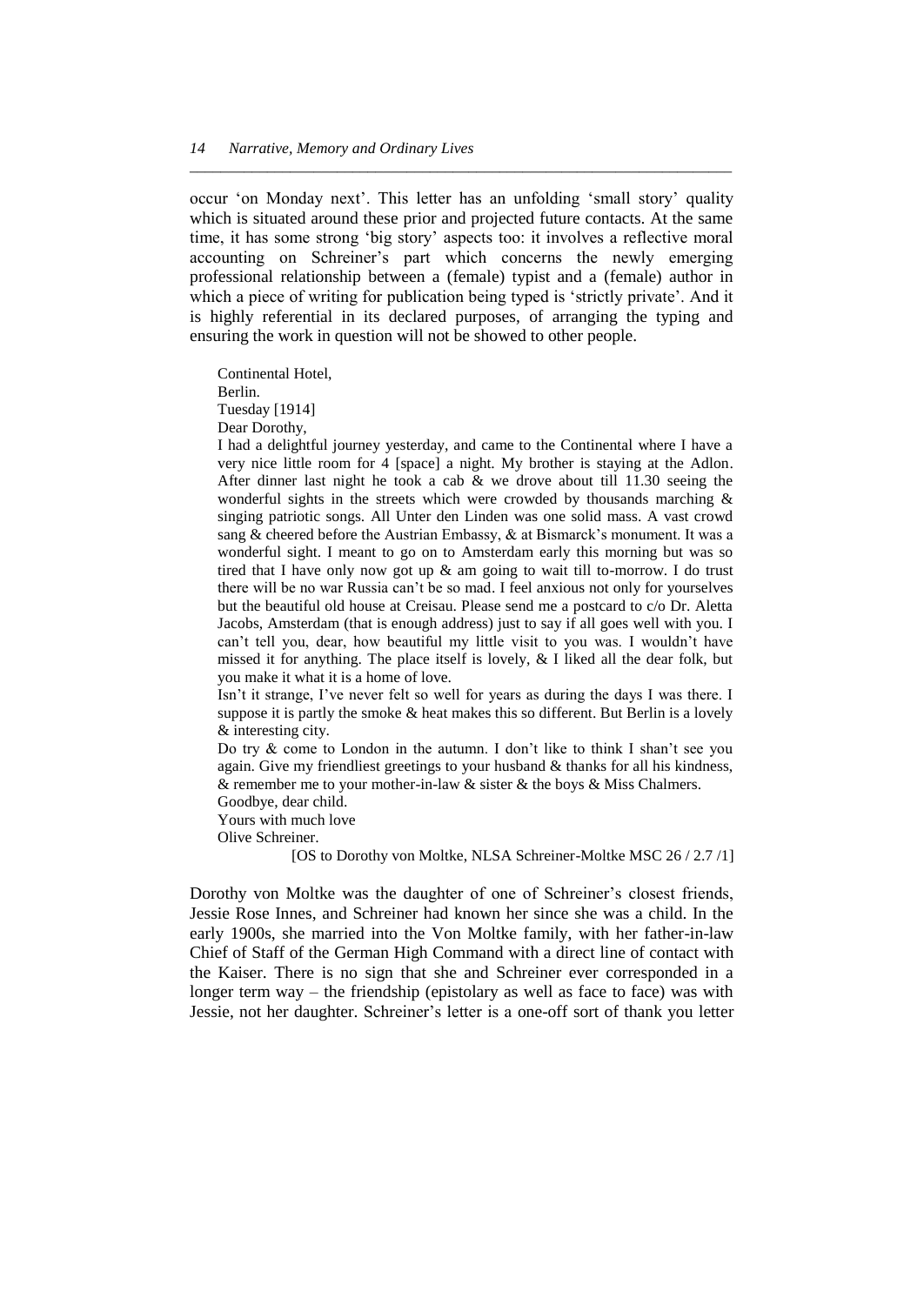occur 'on Monday next'. This letter has an unfolding 'small story' quality which is situated around these prior and projected future contacts. At the same time, it has some strong 'big story' aspects too: it involves a reflective moral accounting on Schreiner's part which concerns the newly emerging professional relationship between a (female) typist and a (female) author in which a piece of writing for publication being typed is 'strictly private'. And it is highly referential in its declared purposes, of arranging the typing and ensuring the work in question will not be showed to other people.

> Continental Hotel,
> Berlin.
> Tuesday [1914]
> Dear Dorothy,
> I had a delightful journey yesterday, and came to the Continental where I have a very nice little room for 4 [space] a night. My brother is staying at the Adlon. After dinner last night he took a cab & we drove about till 11.30 seeing the wonderful sights in the streets which were crowded by thousands marching & singing patriotic songs. All Unter den Linden was one solid mass. A vast crowd sang & cheered before the Austrian Embassy, & at Bismarck's monument. It was a wonderful sight. I meant to go on to Amsterdam early this morning but was so tired that I have only now got up & am going to wait till to-morrow. I do trust there will be no war Russia can't be so mad. I feel anxious not only for yourselves but the beautiful old house at Creisau. Please send me a postcard to c/o Dr. Aletta Jacobs, Amsterdam (that is enough address) just to say if all goes well with you. I can't tell you, dear, how beautiful my little visit to you was. I wouldn't have missed it for anything. The place itself is lovely, & I liked all the dear folk, but you make it what it is a home of love.
> Isn't it strange, I've never felt so well for years as during the days I was there. I suppose it is partly the smoke & heat makes this so different. But Berlin is a lovely & interesting city.
> Do try & come to London in the autumn. I don't like to think I shan't see you again. Give my friendliest greetings to your husband & thanks for all his kindness, & remember me to your mother-in-law & sister & the boys & Miss Chalmers.
> Goodbye, dear child.
> Yours with much love
> Olive Schreiner.
>
> [OS to Dorothy von Moltke, NLSA Schreiner-Moltke MSC 26 / 2.7 /1]

Dorothy von Moltke was the daughter of one of Schreiner's closest friends, Jessie Rose Innes, and Schreiner had known her since she was a child. In the early 1900s, she married into the Von Moltke family, with her father-in-law Chief of Staff of the German High Command with a direct line of contact with the Kaiser. There is no sign that she and Schreiner ever corresponded in a longer term way – the friendship (epistolary as well as face to face) was with Jessie, not her daughter. Schreiner's letter is a one-off sort of thank you letter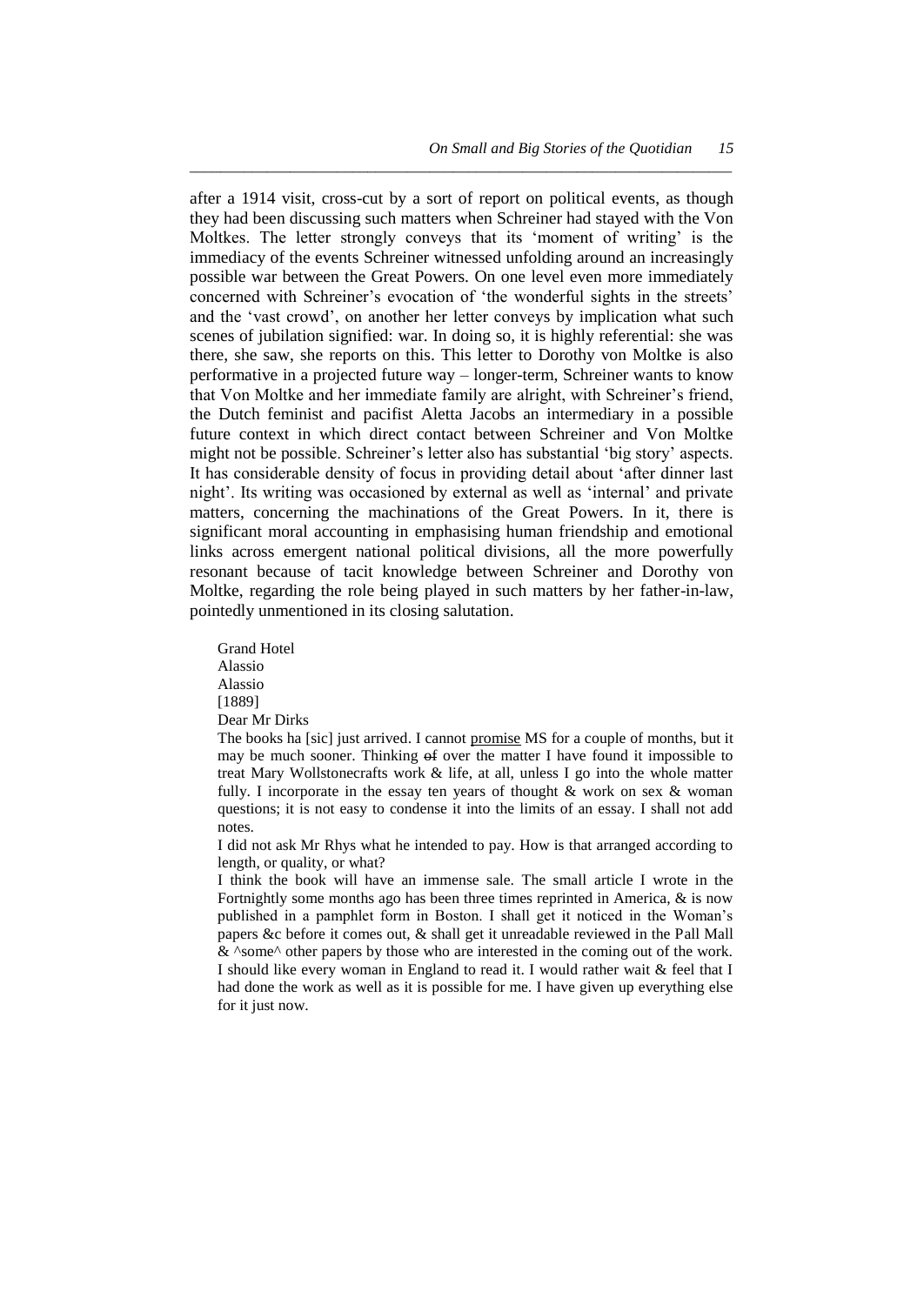after a 1914 visit, cross-cut by a sort of report on political events, as though they had been discussing such matters when Schreiner had stayed with the Von Moltkes. The letter strongly conveys that its 'moment of writing' is the immediacy of the events Schreiner witnessed unfolding around an increasingly possible war between the Great Powers. On one level even more immediately concerned with Schreiner's evocation of 'the wonderful sights in the streets' and the 'vast crowd', on another her letter conveys by implication what such scenes of jubilation signified: war. In doing so, it is highly referential: she was there, she saw, she reports on this. This letter to Dorothy von Moltke is also performative in a projected future way – longer-term, Schreiner wants to know that Von Moltke and her immediate family are alright, with Schreiner's friend, the Dutch feminist and pacifist Aletta Jacobs an intermediary in a possible future context in which direct contact between Schreiner and Von Moltke might not be possible. Schreiner's letter also has substantial 'big story' aspects. It has considerable density of focus in providing detail about 'after dinner last night'. Its writing was occasioned by external as well as 'internal' and private matters, concerning the machinations of the Great Powers. In it, there is significant moral accounting in emphasising human friendship and emotional links across emergent national political divisions, all the more powerfully resonant because of tacit knowledge between Schreiner and Dorothy von Moltke, regarding the role being played in such matters by her father-in-law, pointedly unmentioned in its closing salutation.

> Grand Hotel
> Alassio
> Alassio
> [1889]
> Dear Mr Dirks
>
> The books ha [sic] just arrived. I cannot <u>promise</u> MS for a couple of months, but it may be much sooner. Thinking ~~of~~ over the matter I have found it impossible to treat Mary Wollstonecrafts work & life, at all, unless I go into the whole matter fully. I incorporate in the essay ten years of thought & work on sex & woman questions; it is not easy to condense it into the limits of an essay. I shall not add notes.
>
> I did not ask Mr Rhys what he intended to pay. How is that arranged according to length, or quality, or what?
>
> I think the book will have an immense sale. The small article I wrote in the Fortnightly some months ago has been three times reprinted in America, & is now published in a pamphlet form in Boston. I shall get it noticed in the Woman's papers &c before it comes out, & shall get it unreadable reviewed in the Pall Mall & ^some^ other papers by those who are interested in the coming out of the work. I should like every woman in England to read it. I would rather wait & feel that I had done the work as well as it is possible for me. I have given up everything else for it just now.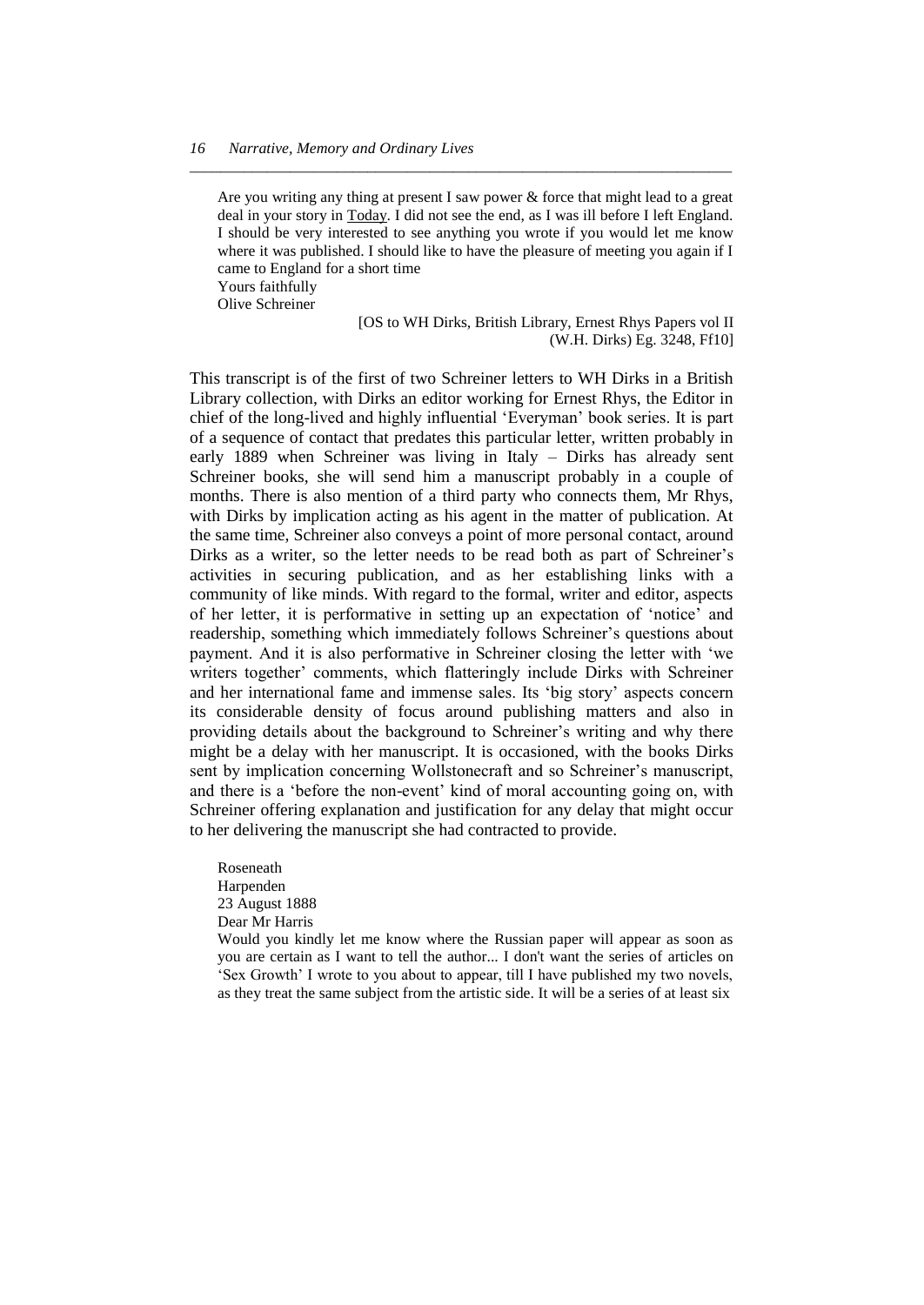> Are you writing any thing at present I saw power & force that might lead to a great deal in your story in Today. I did not see the end, as I was ill before I left England. I should be very interested to see anything you wrote if you would let me know where it was published. I should like to have the pleasure of meeting you again if I came to England for a short time
> Yours faithfully
> Olive Schreiner
>
> [OS to WH Dirks, British Library, Ernest Rhys Papers vol II (W.H. Dirks) Eg. 3248, Ff10]

This transcript is of the first of two Schreiner letters to WH Dirks in a British Library collection, with Dirks an editor working for Ernest Rhys, the Editor in chief of the long-lived and highly influential 'Everyman' book series. It is part of a sequence of contact that predates this particular letter, written probably in early 1889 when Schreiner was living in Italy – Dirks has already sent Schreiner books, she will send him a manuscript probably in a couple of months. There is also mention of a third party who connects them, Mr Rhys, with Dirks by implication acting as his agent in the matter of publication. At the same time, Schreiner also conveys a point of more personal contact, around Dirks as a writer, so the letter needs to be read both as part of Schreiner's activities in securing publication, and as her establishing links with a community of like minds. With regard to the formal, writer and editor, aspects of her letter, it is performative in setting up an expectation of 'notice' and readership, something which immediately follows Schreiner's questions about payment. And it is also performative in Schreiner closing the letter with 'we writers together' comments, which flatteringly include Dirks with Schreiner and her international fame and immense sales. Its 'big story' aspects concern its considerable density of focus around publishing matters and also in providing details about the background to Schreiner's writing and why there might be a delay with her manuscript. It is occasioned, with the books Dirks sent by implication concerning Wollstonecraft and so Schreiner's manuscript, and there is a 'before the non-event' kind of moral accounting going on, with Schreiner offering explanation and justification for any delay that might occur to her delivering the manuscript she had contracted to provide.

> Roseneath
> Harpenden
> 23 August 1888
> Dear Mr Harris
> Would you kindly let me know where the Russian paper will appear as soon as you are certain as I want to tell the author... I don't want the series of articles on 'Sex Growth' I wrote to you about to appear, till I have published my two novels, as they treat the same subject from the artistic side. It will be a series of at least six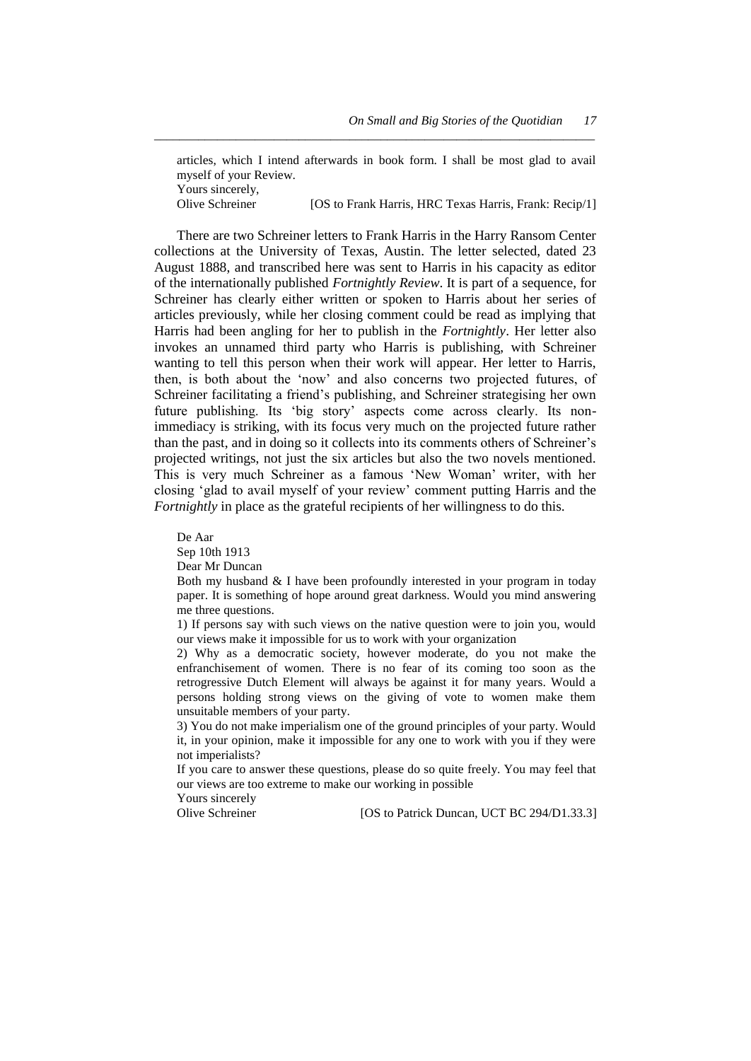articles, which I intend afterwards in book form. I shall be most glad to avail myself of your Review.
Yours sincerely,
Olive Schreiner [OS to Frank Harris, HRC Texas Harris, Frank: Recip/1]

There are two Schreiner letters to Frank Harris in the Harry Ransom Center collections at the University of Texas, Austin. The letter selected, dated 23 August 1888, and transcribed here was sent to Harris in his capacity as editor of the internationally published *Fortnightly Review*. It is part of a sequence, for Schreiner has clearly either written or spoken to Harris about her series of articles previously, while her closing comment could be read as implying that Harris had been angling for her to publish in the *Fortnightly*. Her letter also invokes an unnamed third party who Harris is publishing, with Schreiner wanting to tell this person when their work will appear. Her letter to Harris, then, is both about the 'now' and also concerns two projected futures, of Schreiner facilitating a friend's publishing, and Schreiner strategising her own future publishing. Its 'big story' aspects come across clearly. Its non-immediacy is striking, with its focus very much on the projected future rather than the past, and in doing so it collects into its comments others of Schreiner's projected writings, not just the six articles but also the two novels mentioned. This is very much Schreiner as a famous 'New Woman' writer, with her closing 'glad to avail myself of your review' comment putting Harris and the *Fortnightly* in place as the grateful recipients of her willingness to do this.

De Aar
Sep 10th 1913
Dear Mr Duncan
Both my husband & I have been profoundly interested in your program in today paper. It is something of hope around great darkness. Would you mind answering me three questions.
1) If persons say with such views on the native question were to join you, would our views make it impossible for us to work with your organization
2) Why as a democratic society, however moderate, do you not make the enfranchisement of women. There is no fear of its coming too soon as the retrogressive Dutch Element will always be against it for many years. Would a persons holding strong views on the giving of vote to women make them unsuitable members of your party.
3) You do not make imperialism one of the ground principles of your party. Would it, in your opinion, make it impossible for any one to work with you if they were not imperialists?
If you care to answer these questions, please do so quite freely. You may feel that our views are too extreme to make our working in possible
Yours sincerely
Olive Schreiner [OS to Patrick Duncan, UCT BC 294/D1.33.3]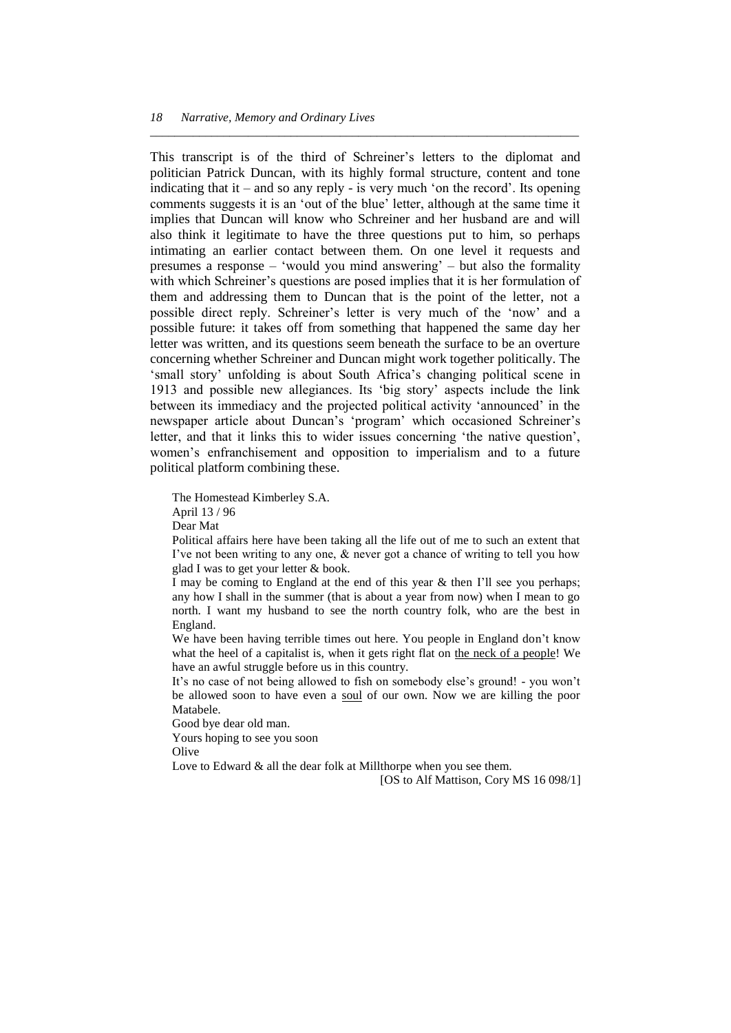This transcript is of the third of Schreiner's letters to the diplomat and politician Patrick Duncan, with its highly formal structure, content and tone indicating that it – and so any reply - is very much 'on the record'. Its opening comments suggests it is an 'out of the blue' letter, although at the same time it implies that Duncan will know who Schreiner and her husband are and will also think it legitimate to have the three questions put to him, so perhaps intimating an earlier contact between them. On one level it requests and presumes a response – 'would you mind answering' – but also the formality with which Schreiner's questions are posed implies that it is her formulation of them and addressing them to Duncan that is the point of the letter, not a possible direct reply. Schreiner's letter is very much of the 'now' and a possible future: it takes off from something that happened the same day her letter was written, and its questions seem beneath the surface to be an overture concerning whether Schreiner and Duncan might work together politically. The 'small story' unfolding is about South Africa's changing political scene in 1913 and possible new allegiances. Its 'big story' aspects include the link between its immediacy and the projected political activity 'announced' in the newspaper article about Duncan's 'program' which occasioned Schreiner's letter, and that it links this to wider issues concerning 'the native question', women's enfranchisement and opposition to imperialism and to a future political platform combining these.

> The Homestead Kimberley S.A.
>
> April 13 / 96
>
> Dear Mat
>
> Political affairs here have been taking all the life out of me to such an extent that I've not been writing to any one, & never got a chance of writing to tell you how glad I was to get your letter & book.
>
> I may be coming to England at the end of this year & then I'll see you perhaps; any how I shall in the summer (that is about a year from now) when I mean to go north. I want my husband to see the north country folk, who are the best in England.
>
> We have been having terrible times out here. You people in England don't know what the heel of a capitalist is, when it gets right flat on <u>the neck of a people</u>! We have an awful struggle before us in this country.
>
> It's no case of not being allowed to fish on somebody else's ground! - you won't be allowed soon to have even a <u>soul</u> of our own. Now we are killing the poor Matabele.
>
> Good bye dear old man.
>
> Yours hoping to see you soon
>
> Olive
>
> Love to Edward & all the dear folk at Millthorpe when you see them.
>
> [OS to Alf Mattison, Cory MS 16 098/1]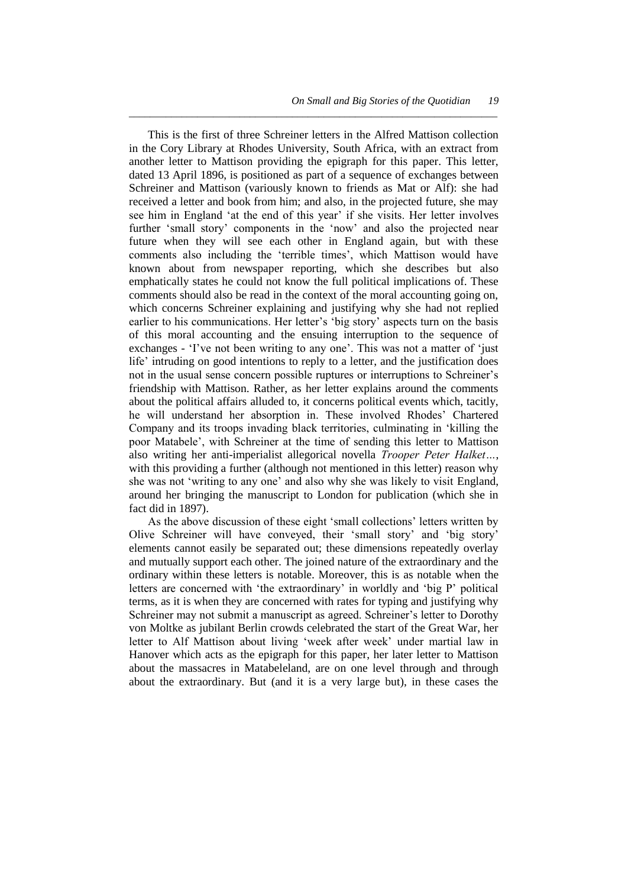This is the first of three Schreiner letters in the Alfred Mattison collection in the Cory Library at Rhodes University, South Africa, with an extract from another letter to Mattison providing the epigraph for this paper. This letter, dated 13 April 1896, is positioned as part of a sequence of exchanges between Schreiner and Mattison (variously known to friends as Mat or Alf): she had received a letter and book from him; and also, in the projected future, she may see him in England 'at the end of this year' if she visits. Her letter involves further 'small story' components in the 'now' and also the projected near future when they will see each other in England again, but with these comments also including the 'terrible times', which Mattison would have known about from newspaper reporting, which she describes but also emphatically states he could not know the full political implications of. These comments should also be read in the context of the moral accounting going on, which concerns Schreiner explaining and justifying why she had not replied earlier to his communications. Her letter's 'big story' aspects turn on the basis of this moral accounting and the ensuing interruption to the sequence of exchanges - 'I've not been writing to any one'. This was not a matter of 'just life' intruding on good intentions to reply to a letter, and the justification does not in the usual sense concern possible ruptures or interruptions to Schreiner's friendship with Mattison. Rather, as her letter explains around the comments about the political affairs alluded to, it concerns political events which, tacitly, he will understand her absorption in. These involved Rhodes' Chartered Company and its troops invading black territories, culminating in 'killing the poor Matabele', with Schreiner at the time of sending this letter to Mattison also writing her anti-imperialist allegorical novella *Trooper Peter Halket…*, with this providing a further (although not mentioned in this letter) reason why she was not 'writing to any one' and also why she was likely to visit England, around her bringing the manuscript to London for publication (which she in fact did in 1897).

As the above discussion of these eight 'small collections' letters written by Olive Schreiner will have conveyed, their 'small story' and 'big story' elements cannot easily be separated out; these dimensions repeatedly overlay and mutually support each other. The joined nature of the extraordinary and the ordinary within these letters is notable. Moreover, this is as notable when the letters are concerned with 'the extraordinary' in worldly and 'big P' political terms, as it is when they are concerned with rates for typing and justifying why Schreiner may not submit a manuscript as agreed. Schreiner's letter to Dorothy von Moltke as jubilant Berlin crowds celebrated the start of the Great War, her letter to Alf Mattison about living 'week after week' under martial law in Hanover which acts as the epigraph for this paper, her later letter to Mattison about the massacres in Matabeleland, are on one level through and through about the extraordinary. But (and it is a very large but), in these cases the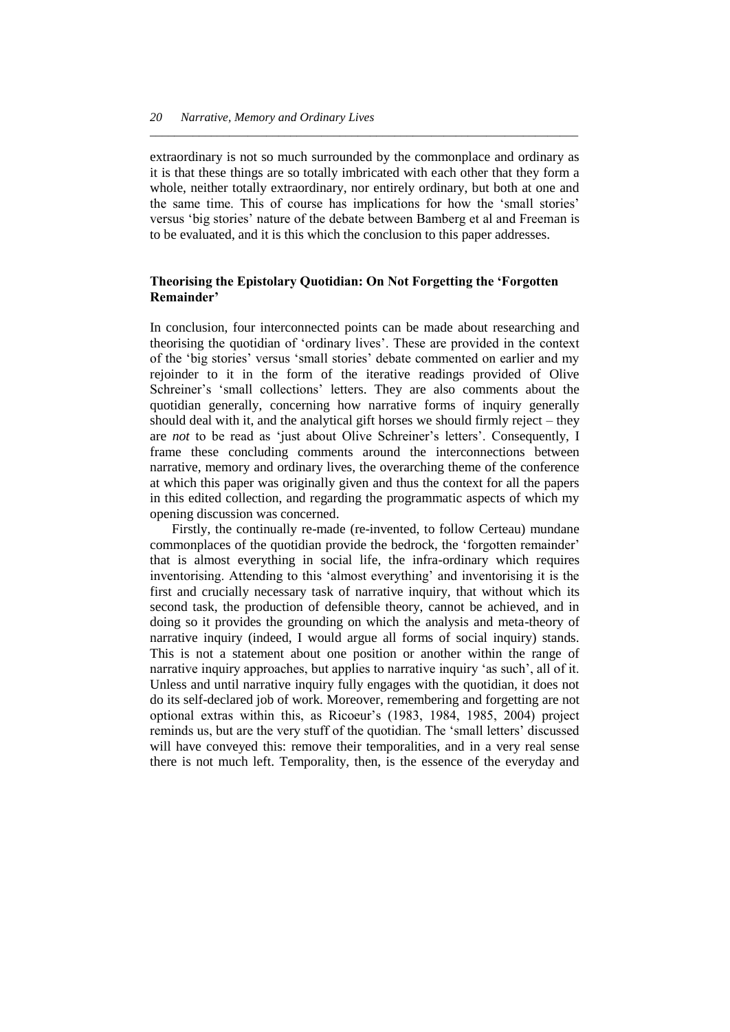extraordinary is not so much surrounded by the commonplace and ordinary as it is that these things are so totally imbricated with each other that they form a whole, neither totally extraordinary, nor entirely ordinary, but both at one and the same time. This of course has implications for how the 'small stories' versus 'big stories' nature of the debate between Bamberg et al and Freeman is to be evaluated, and it is this which the conclusion to this paper addresses.

## Theorising the Epistolary Quotidian: On Not Forgetting the 'Forgotten Remainder'

In conclusion, four interconnected points can be made about researching and theorising the quotidian of 'ordinary lives'. These are provided in the context of the 'big stories' versus 'small stories' debate commented on earlier and my rejoinder to it in the form of the iterative readings provided of Olive Schreiner's 'small collections' letters. They are also comments about the quotidian generally, concerning how narrative forms of inquiry generally should deal with it, and the analytical gift horses we should firmly reject – they are *not* to be read as 'just about Olive Schreiner's letters'. Consequently, I frame these concluding comments around the interconnections between narrative, memory and ordinary lives, the overarching theme of the conference at which this paper was originally given and thus the context for all the papers in this edited collection, and regarding the programmatic aspects of which my opening discussion was concerned.

Firstly, the continually re-made (re-invented, to follow Certeau) mundane commonplaces of the quotidian provide the bedrock, the 'forgotten remainder' that is almost everything in social life, the infra-ordinary which requires inventorising. Attending to this 'almost everything' and inventorising it is the first and crucially necessary task of narrative inquiry, that without which its second task, the production of defensible theory, cannot be achieved, and in doing so it provides the grounding on which the analysis and meta-theory of narrative inquiry (indeed, I would argue all forms of social inquiry) stands. This is not a statement about one position or another within the range of narrative inquiry approaches, but applies to narrative inquiry 'as such', all of it. Unless and until narrative inquiry fully engages with the quotidian, it does not do its self-declared job of work. Moreover, remembering and forgetting are not optional extras within this, as Ricoeur's (1983, 1984, 1985, 2004) project reminds us, but are the very stuff of the quotidian. The 'small letters' discussed will have conveyed this: remove their temporalities, and in a very real sense there is not much left. Temporality, then, is the essence of the everyday and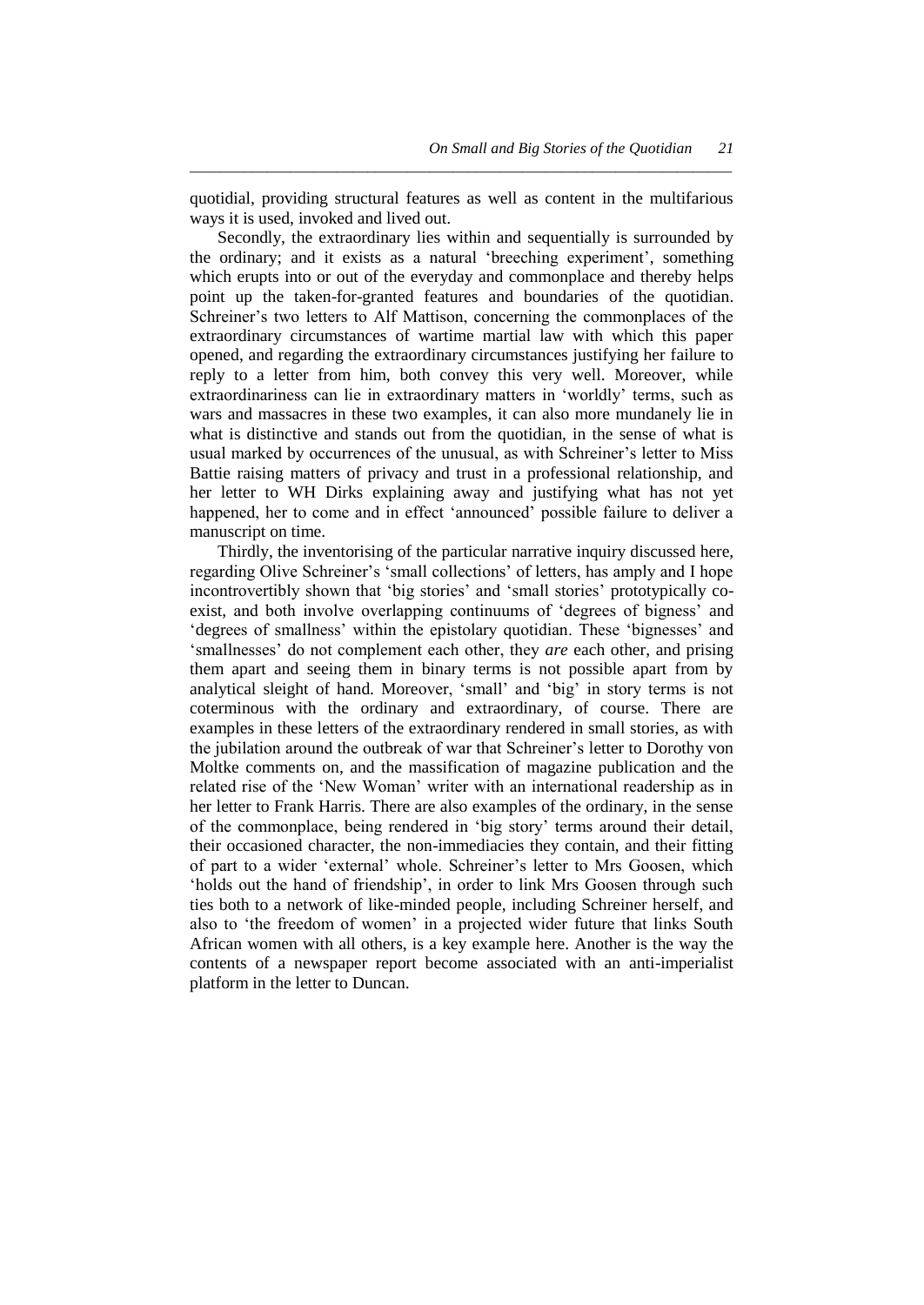quotidial, providing structural features as well as content in the multifarious ways it is used, invoked and lived out.

Secondly, the extraordinary lies within and sequentially is surrounded by the ordinary; and it exists as a natural 'breeching experiment', something which erupts into or out of the everyday and commonplace and thereby helps point up the taken-for-granted features and boundaries of the quotidian. Schreiner's two letters to Alf Mattison, concerning the commonplaces of the extraordinary circumstances of wartime martial law with which this paper opened, and regarding the extraordinary circumstances justifying her failure to reply to a letter from him, both convey this very well. Moreover, while extraordinariness can lie in extraordinary matters in 'worldly' terms, such as wars and massacres in these two examples, it can also more mundanely lie in what is distinctive and stands out from the quotidian, in the sense of what is usual marked by occurrences of the unusual, as with Schreiner's letter to Miss Battie raising matters of privacy and trust in a professional relationship, and her letter to WH Dirks explaining away and justifying what has not yet happened, her to come and in effect 'announced' possible failure to deliver a manuscript on time.

Thirdly, the inventorising of the particular narrative inquiry discussed here, regarding Olive Schreiner's 'small collections' of letters, has amply and I hope incontrovertibly shown that 'big stories' and 'small stories' prototypically co-exist, and both involve overlapping continuums of 'degrees of bigness' and 'degrees of smallness' within the epistolary quotidian. These 'bignesses' and 'smallnesses' do not complement each other, they *are* each other, and prising them apart and seeing them in binary terms is not possible apart from by analytical sleight of hand. Moreover, 'small' and 'big' in story terms is not coterminous with the ordinary and extraordinary, of course. There are examples in these letters of the extraordinary rendered in small stories, as with the jubilation around the outbreak of war that Schreiner's letter to Dorothy von Moltke comments on, and the massification of magazine publication and the related rise of the 'New Woman' writer with an international readership as in her letter to Frank Harris. There are also examples of the ordinary, in the sense of the commonplace, being rendered in 'big story' terms around their detail, their occasioned character, the non-immediacies they contain, and their fitting of part to a wider 'external' whole. Schreiner's letter to Mrs Goosen, which 'holds out the hand of friendship', in order to link Mrs Goosen through such ties both to a network of like-minded people, including Schreiner herself, and also to 'the freedom of women' in a projected wider future that links South African women with all others, is a key example here. Another is the way the contents of a newspaper report become associated with an anti-imperialist platform in the letter to Duncan.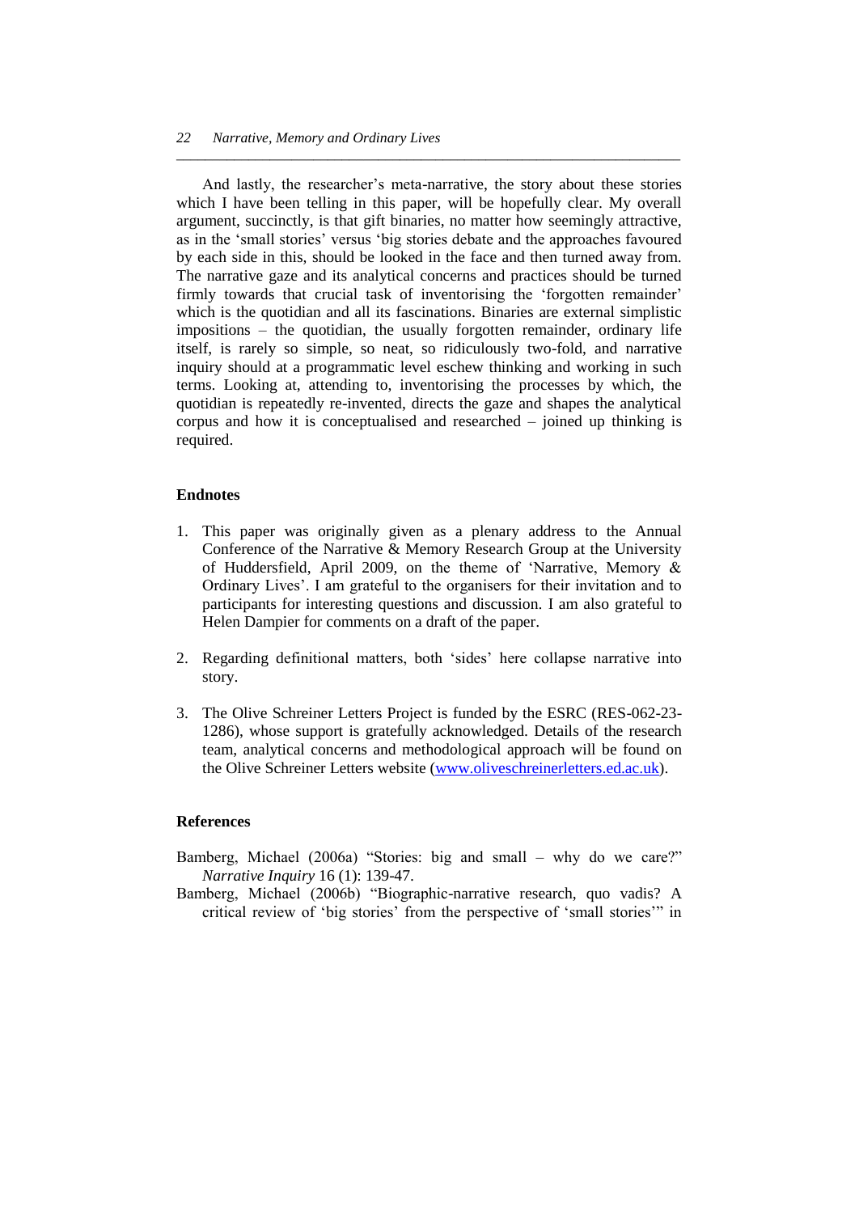And lastly, the researcher's meta-narrative, the story about these stories which I have been telling in this paper, will be hopefully clear. My overall argument, succinctly, is that gift binaries, no matter how seemingly attractive, as in the 'small stories' versus 'big stories debate and the approaches favoured by each side in this, should be looked in the face and then turned away from. The narrative gaze and its analytical concerns and practices should be turned firmly towards that crucial task of inventorising the 'forgotten remainder' which is the quotidian and all its fascinations. Binaries are external simplistic impositions – the quotidian, the usually forgotten remainder, ordinary life itself, is rarely so simple, so neat, so ridiculously two-fold, and narrative inquiry should at a programmatic level eschew thinking and working in such terms. Looking at, attending to, inventorising the processes by which, the quotidian is repeatedly re-invented, directs the gaze and shapes the analytical corpus and how it is conceptualised and researched – joined up thinking is required.

## Endnotes

1. This paper was originally given as a plenary address to the Annual Conference of the Narrative & Memory Research Group at the University of Huddersfield, April 2009, on the theme of 'Narrative, Memory & Ordinary Lives'. I am grateful to the organisers for their invitation and to participants for interesting questions and discussion. I am also grateful to Helen Dampier for comments on a draft of the paper.

2. Regarding definitional matters, both 'sides' here collapse narrative into story.

3. The Olive Schreiner Letters Project is funded by the ESRC (RES-062-23-1286), whose support is gratefully acknowledged. Details of the research team, analytical concerns and methodological approach will be found on the Olive Schreiner Letters website (www.oliveschreinerletters.ed.ac.uk).

## References

Bamberg, Michael (2006a) "Stories: big and small – why do we care?" *Narrative Inquiry* 16 (1): 139-47.

Bamberg, Michael (2006b) "Biographic-narrative research, quo vadis? A critical review of 'big stories' from the perspective of 'small stories'" in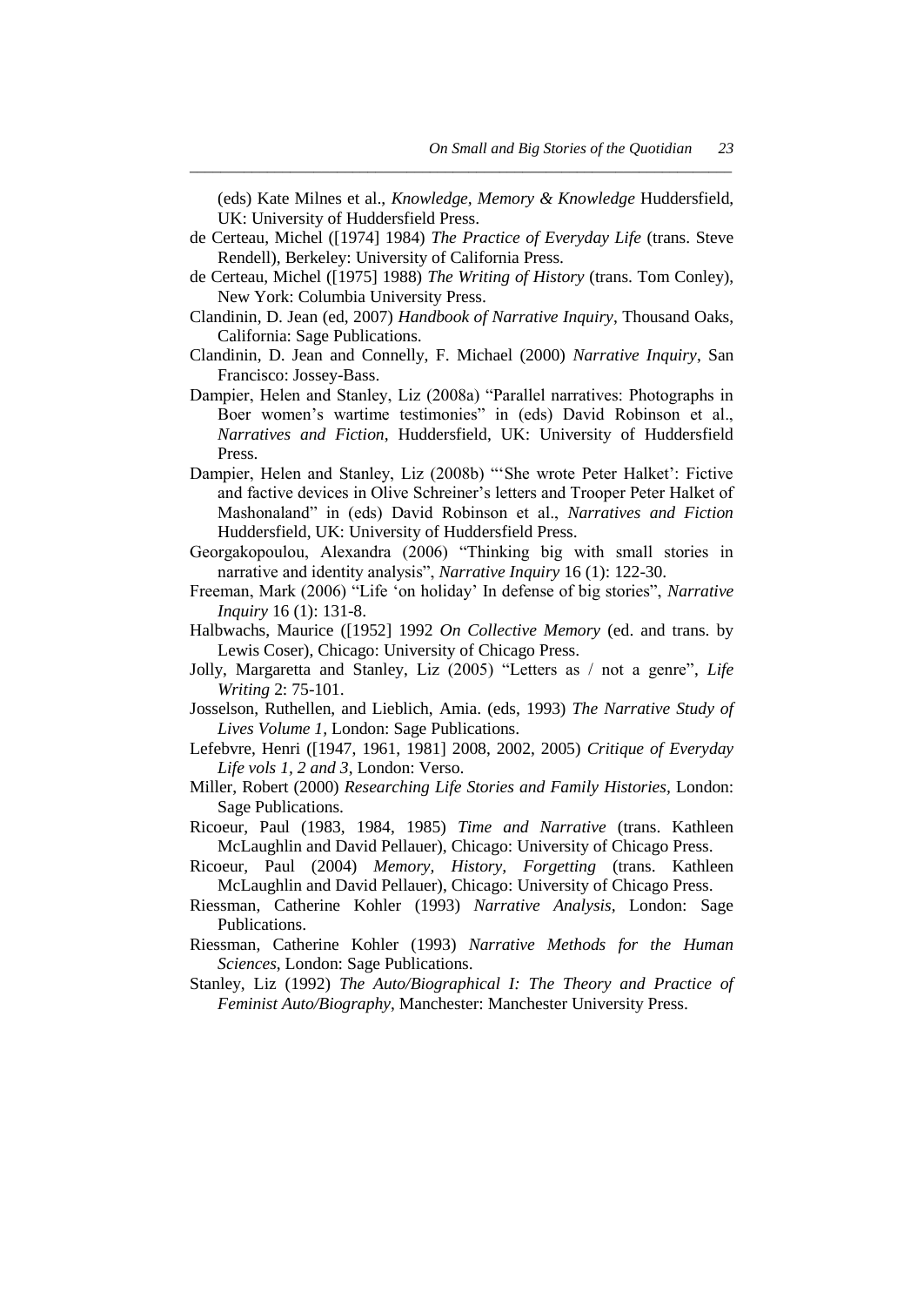(eds) Kate Milnes et al., *Knowledge, Memory & Knowledge* Huddersfield, UK: University of Huddersfield Press.

de Certeau, Michel ([1974] 1984) *The Practice of Everyday Life* (trans. Steve Rendell), Berkeley: University of California Press.

de Certeau, Michel ([1975] 1988) *The Writing of History* (trans. Tom Conley), New York: Columbia University Press.

Clandinin, D. Jean (ed, 2007) *Handbook of Narrative Inquiry*, Thousand Oaks, California: Sage Publications.

Clandinin, D. Jean and Connelly, F. Michael (2000) *Narrative Inquiry*, San Francisco: Jossey-Bass.

Dampier, Helen and Stanley, Liz (2008a) "Parallel narratives: Photographs in Boer women's wartime testimonies" in (eds) David Robinson et al., *Narratives and Fiction*, Huddersfield, UK: University of Huddersfield Press.

Dampier, Helen and Stanley, Liz (2008b) "'She wrote Peter Halket': Fictive and factive devices in Olive Schreiner's letters and Trooper Peter Halket of Mashonaland" in (eds) David Robinson et al., *Narratives and Fiction* Huddersfield, UK: University of Huddersfield Press.

Georgakopoulou, Alexandra (2006) "Thinking big with small stories in narrative and identity analysis", *Narrative Inquiry* 16 (1): 122-30.

Freeman, Mark (2006) "Life 'on holiday' In defense of big stories", *Narrative Inquiry* 16 (1): 131-8.

Halbwachs, Maurice ([1952] 1992 *On Collective Memory* (ed. and trans. by Lewis Coser), Chicago: University of Chicago Press.

Jolly, Margaretta and Stanley, Liz (2005) "Letters as / not a genre", *Life Writing* 2: 75-101.

Josselson, Ruthellen, and Lieblich, Amia. (eds, 1993) *The Narrative Study of Lives Volume 1*, London: Sage Publications.

Lefebvre, Henri ([1947, 1961, 1981] 2008, 2002, 2005) *Critique of Everyday Life vols 1, 2 and 3*, London: Verso.

Miller, Robert (2000) *Researching Life Stories and Family Histories*, London: Sage Publications.

Ricoeur, Paul (1983, 1984, 1985) *Time and Narrative* (trans. Kathleen McLaughlin and David Pellauer), Chicago: University of Chicago Press.

Ricoeur, Paul (2004) *Memory, History, Forgetting* (trans. Kathleen McLaughlin and David Pellauer), Chicago: University of Chicago Press.

Riessman, Catherine Kohler (1993) *Narrative Analysis*, London: Sage Publications.

Riessman, Catherine Kohler (1993) *Narrative Methods for the Human Sciences*, London: Sage Publications.

Stanley, Liz (1992) *The Auto/Biographical I: The Theory and Practice of Feminist Auto/Biography*, Manchester: Manchester University Press.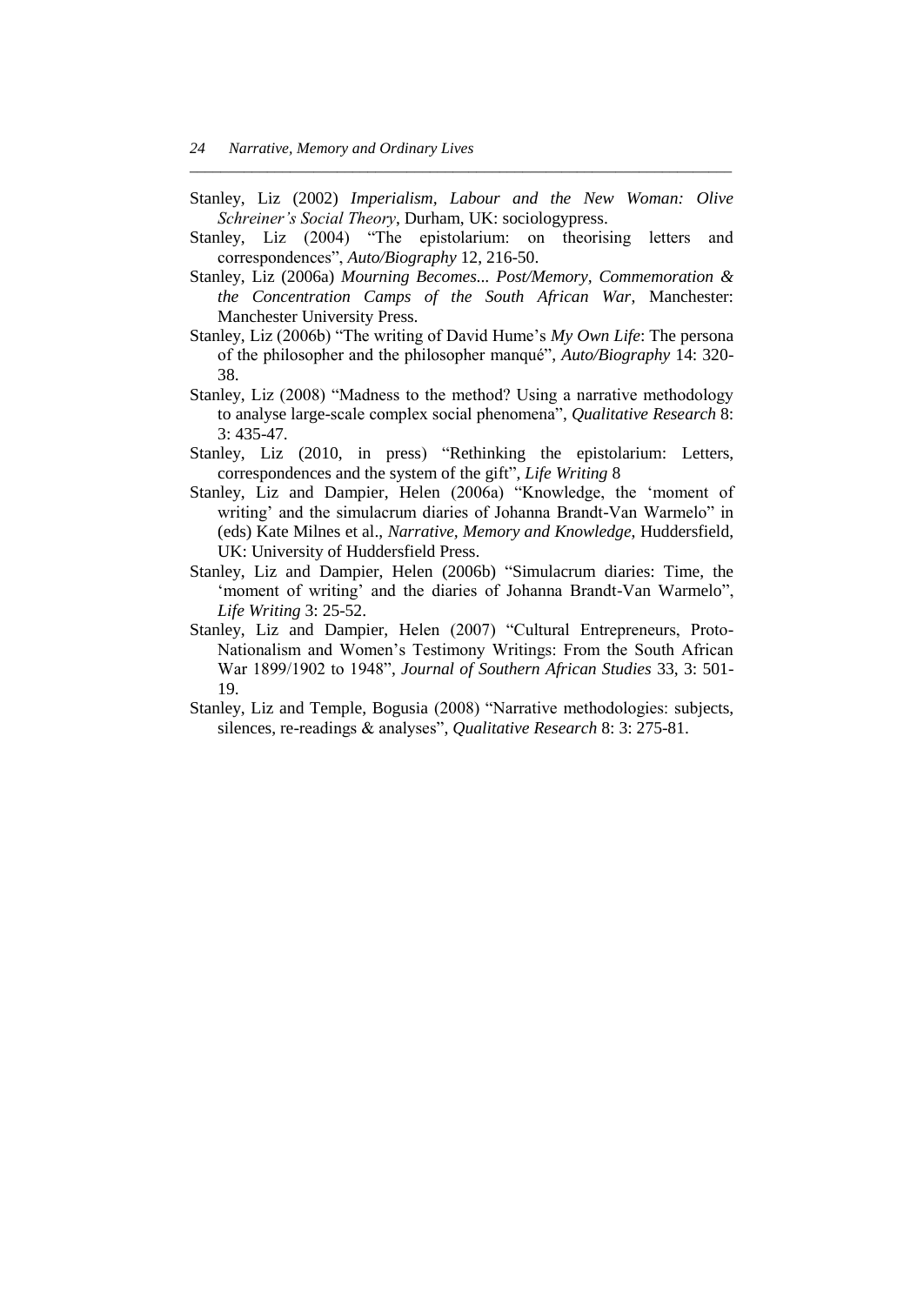Stanley, Liz (2002) *Imperialism, Labour and the New Woman: Olive Schreiner's Social Theory*, Durham, UK: sociologypress.

Stanley, Liz (2004) "The epistolarium: on theorising letters and correspondences", *Auto/Biography* 12, 216-50.

Stanley, Liz (2006a) *Mourning Becomes... Post/Memory, Commemoration & the Concentration Camps of the South African War*, Manchester: Manchester University Press.

Stanley, Liz (2006b) "The writing of David Hume's *My Own Life*: The persona of the philosopher and the philosopher manqué", *Auto/Biography* 14: 320-38.

Stanley, Liz (2008) "Madness to the method? Using a narrative methodology to analyse large-scale complex social phenomena", *Qualitative Research* 8: 3: 435-47.

Stanley, Liz (2010, in press) "Rethinking the epistolarium: Letters, correspondences and the system of the gift", *Life Writing* 8

Stanley, Liz and Dampier, Helen (2006a) "Knowledge, the 'moment of writing' and the simulacrum diaries of Johanna Brandt-Van Warmelo" in (eds) Kate Milnes et al., *Narrative, Memory and Knowledge*, Huddersfield, UK: University of Huddersfield Press.

Stanley, Liz and Dampier, Helen (2006b) "Simulacrum diaries: Time, the 'moment of writing' and the diaries of Johanna Brandt-Van Warmelo", *Life Writing* 3: 25-52.

Stanley, Liz and Dampier, Helen (2007) "Cultural Entrepreneurs, Proto-Nationalism and Women's Testimony Writings: From the South African War 1899/1902 to 1948", *Journal of Southern African Studies* 33, 3: 501-19.

Stanley, Liz and Temple, Bogusia (2008) "Narrative methodologies: subjects, silences, re-readings & analyses", *Qualitative Research* 8: 3: 275-81.